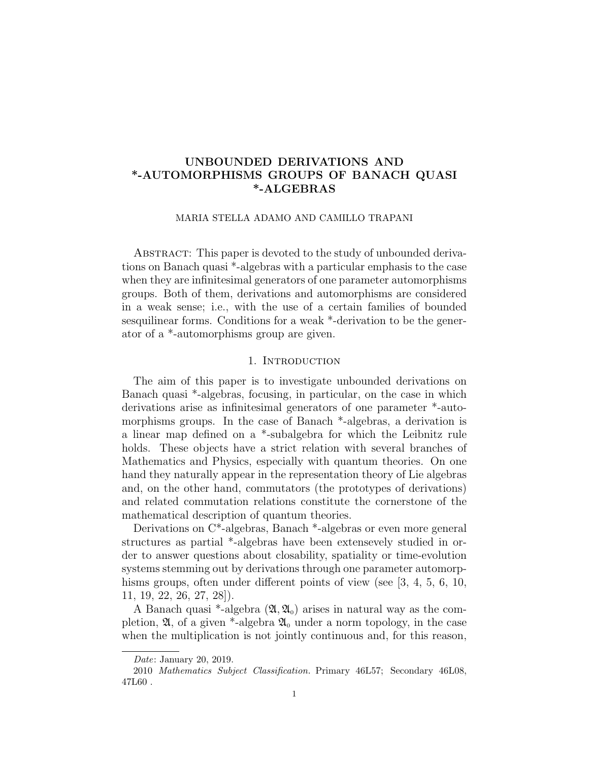# UNBOUNDED DERIVATIONS AND *-AUTOMORPHISMS GROUPS OF BANACH QUASI *-ALGEBRAS

MARIA STELLA ADAMO AND CAMILLO TRAPANI

Abstract: This paper is devoted to the study of unbounded derivations on Banach quasi *-algebras with a particular emphasis to the case when they are infinitesimal generators of one parameter automorphisms groups. Both of them, derivations and automorphisms are considered in a weak sense; i.e., with the use of a certain families of bounded sesquilinear forms. Conditions for a weak *-derivation to be the generator of a *-automorphisms group are given.

## 1. Introduction

The aim of this paper is to investigate unbounded derivations on Banach quasi *-algebras, focusing, in particular, on the case in which derivations arise as infinitesimal generators of one parameter *-automorphisms groups. In the case of Banach *-algebras, a derivation is a linear map defined on a *-subalgebra for which the Leibnitz rule holds. These objects have a strict relation with several branches of Mathematics and Physics, especially with quantum theories. On one hand they naturally appear in the representation theory of Lie algebras and, on the other hand, commutators (the prototypes of derivations) and related commutation relations constitute the cornerstone of the mathematical description of quantum theories.

Derivations on C*-algebras, Banach *-algebras or even more general structures as partial *-algebras have been extensevely studied in order to answer questions about closability, spatiality or time-evolution systems stemming out by derivations through one parameter automorphisms groups, often under different points of view (see [3, 4, 5, 6, 10, 11, 19, 22, 26, 27, 28]).

A Banach quasi *-algebra $(\mathfrak{A}, \mathfrak{A}_0)$ arises in natural way as the completion, $\mathfrak{A}$, of a given *-algebra $\mathfrak{A}_0$ under a norm topology, in the case when the multiplication is not jointly continuous and, for this reason,

---

*Date*: January 20, 2019.

2010 *Mathematics Subject Classification.* Primary 46L57; Secondary 46L08, 47L60 .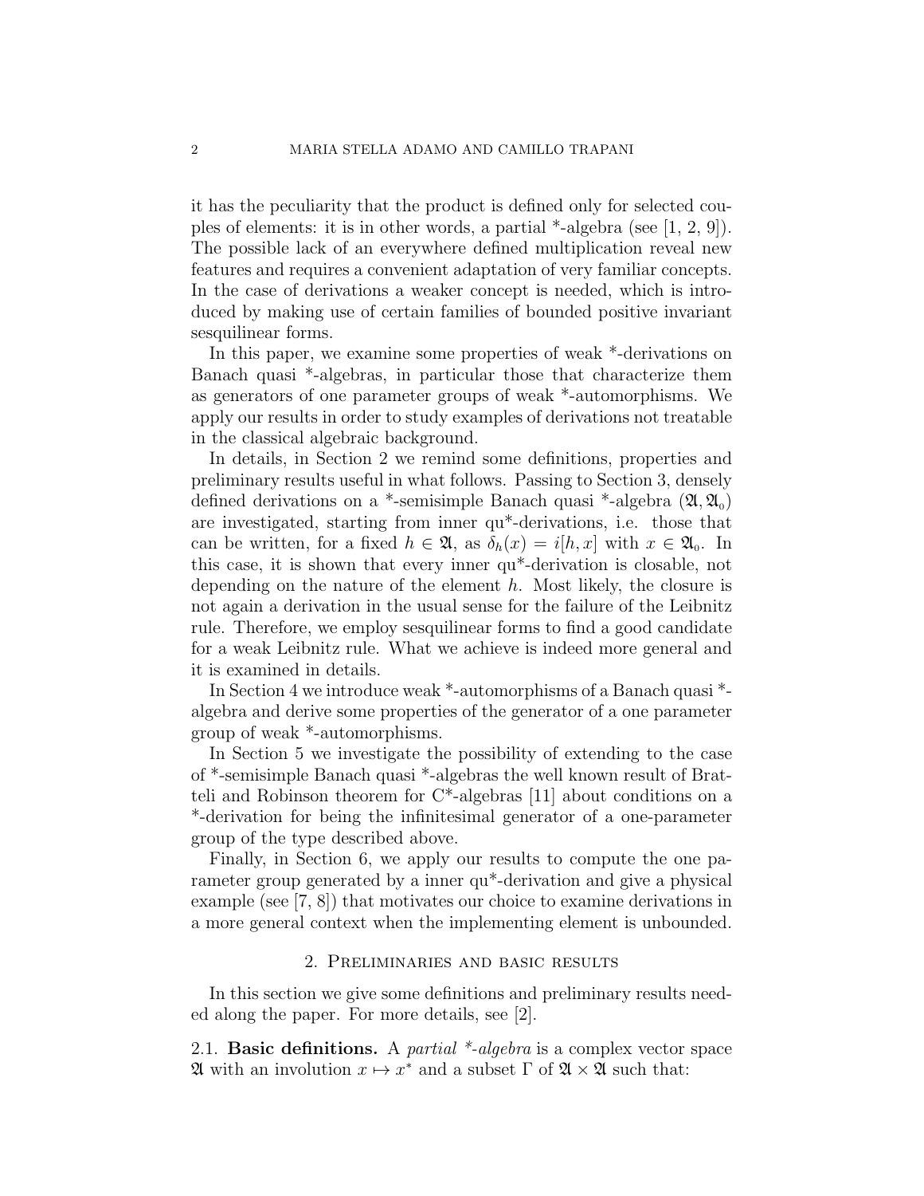it has the peculiarity that the product is defined only for selected couples of elements: it is in other words, a partial *-algebra (see [1, 2, 9]). The possible lack of an everywhere defined multiplication reveal new features and requires a convenient adaptation of very familiar concepts. In the case of derivations a weaker concept is needed, which is introduced by making use of certain families of bounded positive invariant sesquilinear forms.

In this paper, we examine some properties of weak *-derivations on Banach quasi *-algebras, in particular those that characterize them as generators of one parameter groups of weak *-automorphisms. We apply our results in order to study examples of derivations not treatable in the classical algebraic background.

In details, in Section 2 we remind some definitions, properties and preliminary results useful in what follows. Passing to Section 3, densely defined derivations on a *-semisimple Banach quasi *-algebra $(\mathfrak{A}, \mathfrak{A}_0)$ are investigated, starting from inner qu*-derivations, i.e. those that can be written, for a fixed $h \in \mathfrak{A}$, as $\delta_h(x) = i[h, x]$ with $x \in \mathfrak{A}_0$. In this case, it is shown that every inner qu*-derivation is closable, not depending on the nature of the element $h$. Most likely, the closure is not again a derivation in the usual sense for the failure of the Leibnitz rule. Therefore, we employ sesquilinear forms to find a good candidate for a weak Leibnitz rule. What we achieve is indeed more general and it is examined in details.

In Section 4 we introduce weak *-automorphisms of a Banach quasi *-algebra and derive some properties of the generator of a one parameter group of weak *-automorphisms.

In Section 5 we investigate the possibility of extending to the case of *-semisimple Banach quasi *-algebras the well known result of Bratteli and Robinson theorem for C*-algebras [11] about conditions on a *-derivation for being the infinitesimal generator of a one-parameter group of the type described above.

Finally, in Section 6, we apply our results to compute the one parameter group generated by a inner qu*-derivation and give a physical example (see [7, 8]) that motivates our choice to examine derivations in a more general context when the implementing element is unbounded.

## 2. Preliminaries and basic results

In this section we give some definitions and preliminary results needed along the paper. For more details, see [2].

2.1. **Basic definitions.** A *partial *-algebra* is a complex vector space $\mathfrak{A}$ with an involution $x \mapsto x^*$ and a subset $\Gamma$ of $\mathfrak{A} \times \mathfrak{A}$ such that: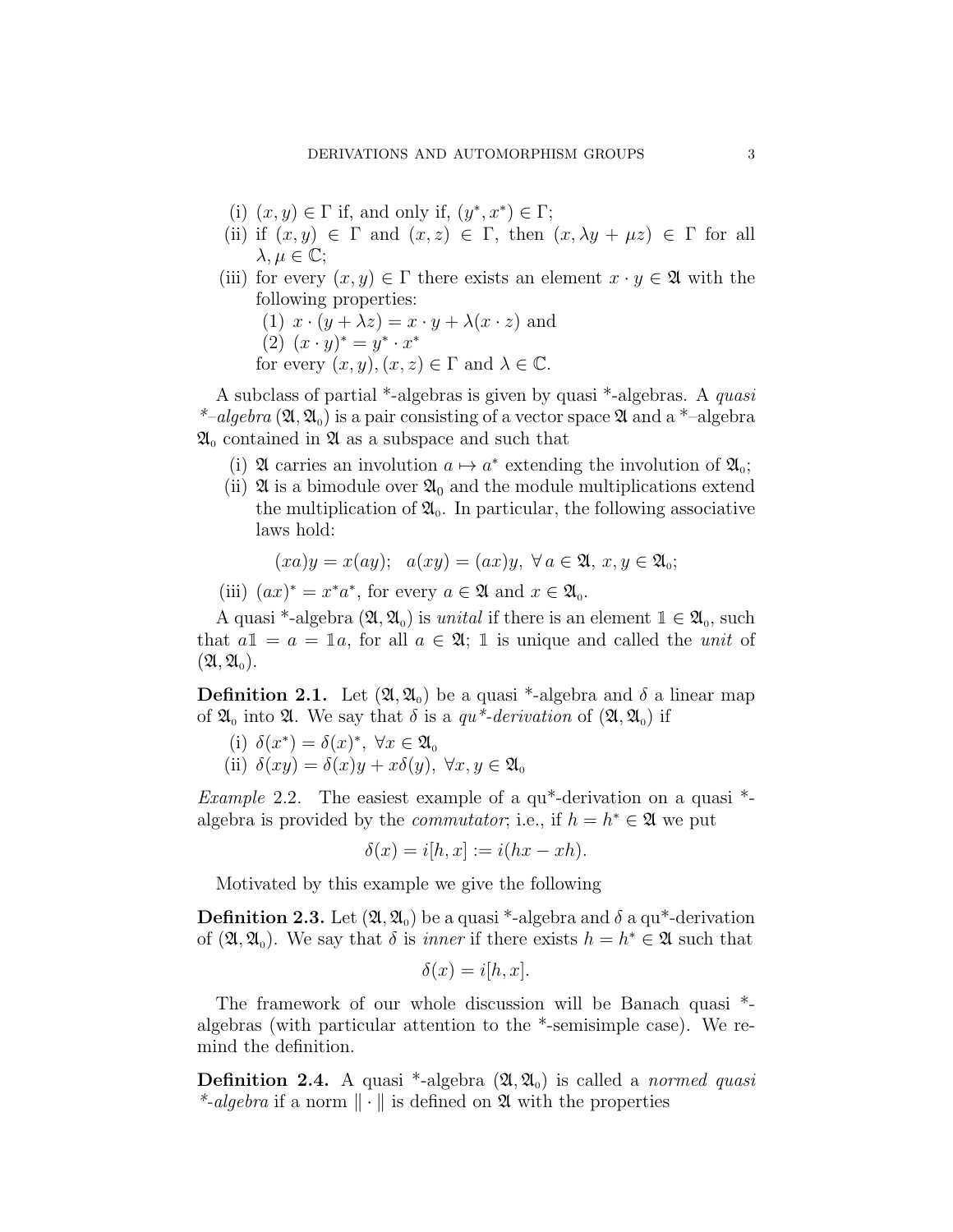(i) $(x, y) \in \Gamma$ if, and only if, $(y^*, x^*) \in \Gamma$;

(ii) if $(x, y) \in \Gamma$ and $(x, z) \in \Gamma$, then $(x, \lambda y + \mu z) \in \Gamma$ for all $\lambda, \mu \in \mathbb{C}$;

(iii) for every $(x, y) \in \Gamma$ there exists an element $x \cdot y \in \mathfrak{A}$ with the following properties:

 (1) $x \cdot (y + \lambda z) = x \cdot y + \lambda (x \cdot z)$ and

 (2) $(x \cdot y)^* = y^* \cdot x^*$

 for every $(x, y), (x, z) \in \Gamma$ and $\lambda \in \mathbb{C}$.

A subclass of partial *-algebras is given by quasi *-algebras. A *quasi *–algebra* $(\mathfrak{A}, \mathfrak{A}_0)$ is a pair consisting of a vector space $\mathfrak{A}$ and a *–algebra $\mathfrak{A}_0$ contained in $\mathfrak{A}$ as a subspace and such that

(i) $\mathfrak{A}$ carries an involution $a \mapsto a^*$ extending the involution of $\mathfrak{A}_0$;

(ii) $\mathfrak{A}$ is a bimodule over $\mathfrak{A}_0$ and the module multiplications extend the multiplication of $\mathfrak{A}_0$. In particular, the following associative laws hold:

$$(xa)y = x(ay); \quad a(xy) = (ax)y, \ \forall\, a \in \mathfrak{A},\ x, y \in \mathfrak{A}_0;$$

(iii) $(ax)^* = x^* a^*$, for every $a \in \mathfrak{A}$ and $x \in \mathfrak{A}_0$.

A quasi *-algebra $(\mathfrak{A}, \mathfrak{A}_0)$ is *unital* if there is an element $\mathbb{1} \in \mathfrak{A}_0$, such that $a\mathbb{1} = a = \mathbb{1}a$, for all $a \in \mathfrak{A}$; $\mathbb{1}$ is unique and called the *unit* of $(\mathfrak{A}, \mathfrak{A}_0)$.

**Definition 2.1.** Let $(\mathfrak{A}, \mathfrak{A}_0)$ be a quasi *-algebra and $\delta$ a linear map of $\mathfrak{A}_0$ into $\mathfrak{A}$. We say that $\delta$ is a *qu*-derivation* of $(\mathfrak{A}, \mathfrak{A}_0)$ if

(i) $\delta(x^*) = \delta(x)^*, \ \forall x \in \mathfrak{A}_0$

(ii) $\delta(xy) = \delta(x)y + x\delta(y), \ \forall x, y \in \mathfrak{A}_0$

*Example* 2.2. The easiest example of a qu*-derivation on a quasi *-algebra is provided by the *commutator*; i.e., if $h = h^* \in \mathfrak{A}$ we put

$$\delta(x) = i[h, x] := i(hx - xh).$$

Motivated by this example we give the following

**Definition 2.3.** Let $(\mathfrak{A}, \mathfrak{A}_0)$ be a quasi *-algebra and $\delta$ a qu*-derivation of $(\mathfrak{A}, \mathfrak{A}_0)$. We say that $\delta$ is *inner* if there exists $h = h^* \in \mathfrak{A}$ such that

$$\delta(x) = i[h, x].$$

The framework of our whole discussion will be Banach quasi *-algebras (with particular attention to the *-semisimple case). We remind the definition.

**Definition 2.4.** A quasi *-algebra $(\mathfrak{A}, \mathfrak{A}_0)$ is called a *normed quasi *-algebra* if a norm $\|\cdot\|$ is defined on $\mathfrak{A}$ with the properties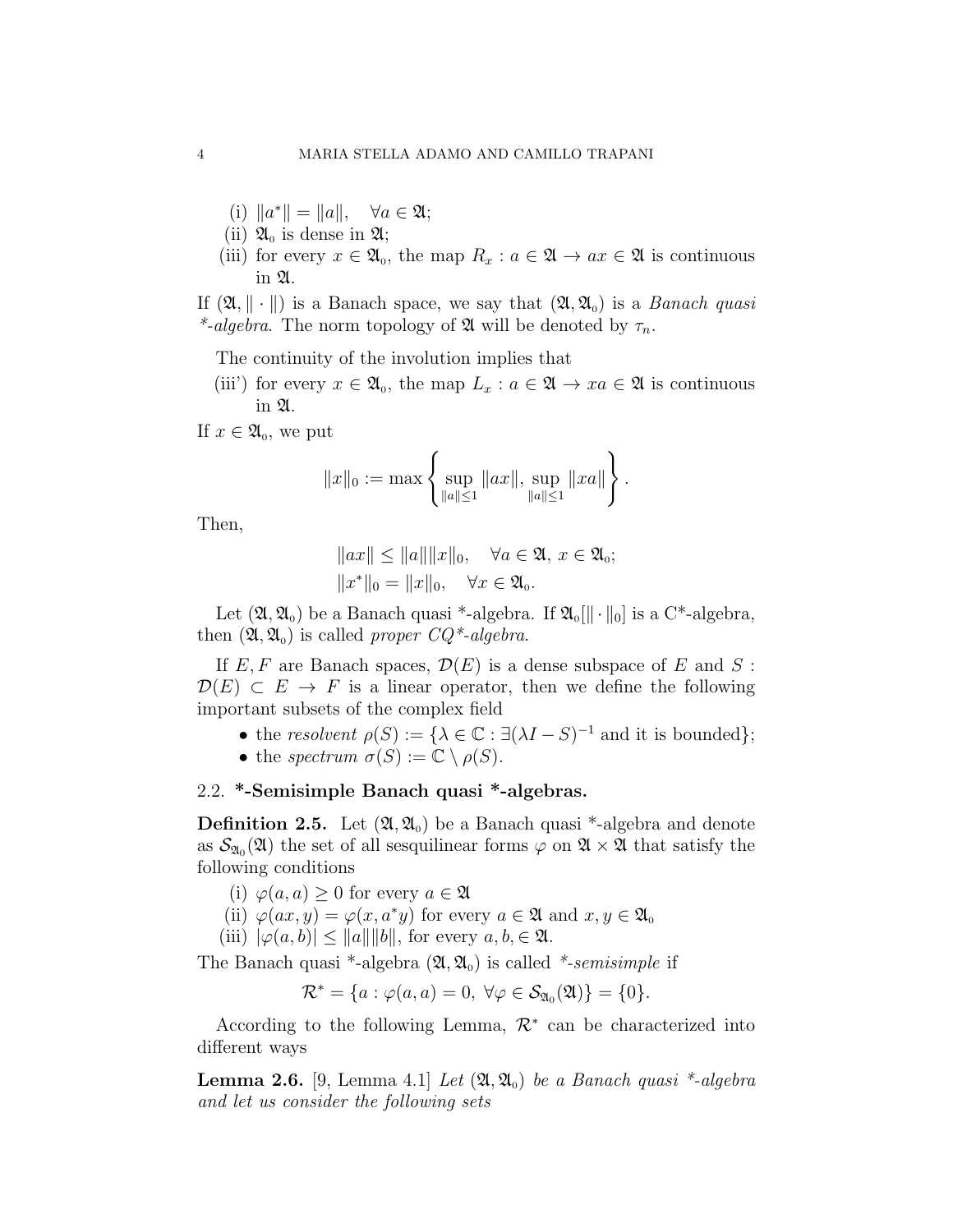(i) $\|a^*\| = \|a\|, \quad \forall a \in \mathfrak{A}$;

(ii) $\mathfrak{A}_0$ is dense in $\mathfrak{A}$;

(iii) for every $x \in \mathfrak{A}_0$, the map $R_x : a \in \mathfrak{A} \to ax \in \mathfrak{A}$ is continuous in $\mathfrak{A}$.

If $(\mathfrak{A}, \|\cdot\|)$ is a Banach space, we say that $(\mathfrak{A}, \mathfrak{A}_0)$ is a *Banach quasi \*-algebra*. The norm topology of $\mathfrak{A}$ will be denoted by $\tau_n$.

The continuity of the involution implies that

(iii') for every $x \in \mathfrak{A}_0$, the map $L_x : a \in \mathfrak{A} \to xa \in \mathfrak{A}$ is continuous in $\mathfrak{A}$.

If $x \in \mathfrak{A}_0$, we put

$$\|x\|_0 := \max \left\{ \sup_{\|a\| \leq 1} \|ax\|, \sup_{\|a\| \leq 1} \|xa\| \right\}.$$

Then,

$$\|ax\| \leq \|a\| \|x\|_0, \quad \forall a \in \mathfrak{A},\, x \in \mathfrak{A}_0;$$
$$\|x^*\|_0 = \|x\|_0, \quad \forall x \in \mathfrak{A}_0.$$

Let $(\mathfrak{A}, \mathfrak{A}_0)$ be a Banach quasi \*-algebra. If $\mathfrak{A}_0[\|\cdot\|_0]$ is a C\*-algebra, then $(\mathfrak{A}, \mathfrak{A}_0)$ is called *proper CQ\*-algebra*.

If $E, F$ are Banach spaces, $\mathcal{D}(E)$ is a dense subspace of $E$ and $S : \mathcal{D}(E) \subset E \to F$ is a linear operator, then we define the following important subsets of the complex field

- the *resolvent* $\rho(S) := \{\lambda \in \mathbb{C} : \exists (\lambda I - S)^{-1}$ and it is bounded$\}$;
- the *spectrum* $\sigma(S) := \mathbb{C} \setminus \rho(S)$.

### 2.2. **\*-Semisimple Banach quasi \*-algebras.**

**Definition 2.5.** Let $(\mathfrak{A}, \mathfrak{A}_0)$ be a Banach quasi \*-algebra and denote as $\mathcal{S}_{\mathfrak{A}_0}(\mathfrak{A})$ the set of all sesquilinear forms $\varphi$ on $\mathfrak{A} \times \mathfrak{A}$ that satisfy the following conditions

(i) $\varphi(a, a) \geq 0$ for every $a \in \mathfrak{A}$

(ii) $\varphi(ax, y) = \varphi(x, a^*y)$ for every $a \in \mathfrak{A}$ and $x, y \in \mathfrak{A}_0$

(iii) $|\varphi(a, b)| \leq \|a\| \|b\|$, for every $a, b, \in \mathfrak{A}$.

The Banach quasi \*-algebra $(\mathfrak{A}, \mathfrak{A}_0)$ is called *\*-semisimple* if

$$\mathcal{R}^* = \{a : \varphi(a, a) = 0,\ \forall \varphi \in \mathcal{S}_{\mathfrak{A}_0}(\mathfrak{A})\} = \{0\}.$$

According to the following Lemma, $\mathcal{R}^*$ can be characterized into different ways

**Lemma 2.6.** [9, Lemma 4.1] *Let $(\mathfrak{A}, \mathfrak{A}_0)$ be a Banach quasi \*-algebra and let us consider the following sets*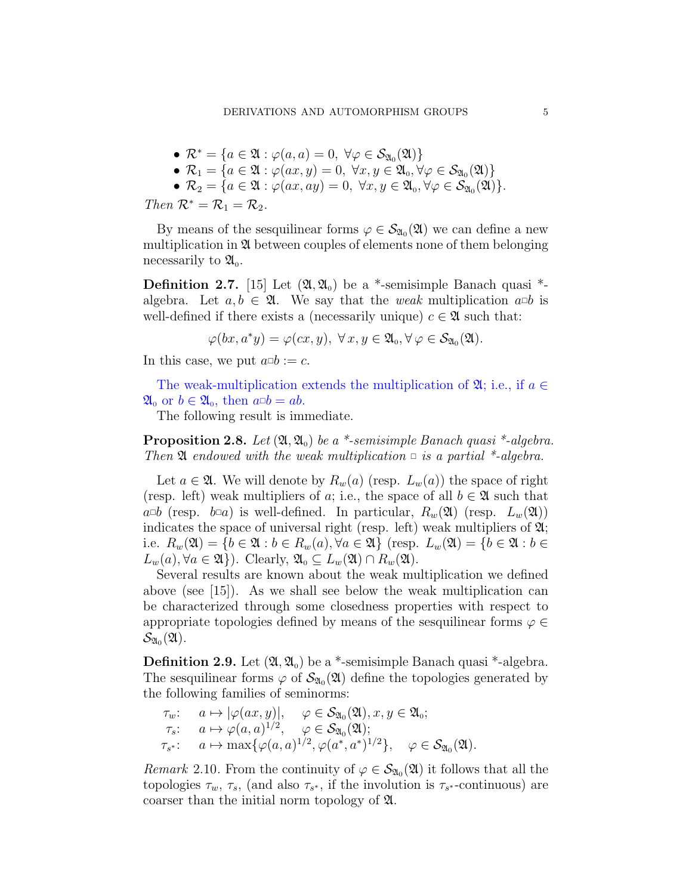- $\mathcal{R}^* = \{a \in \mathfrak{A} : \varphi(a, a) = 0, \ \forall \varphi \in \mathcal{S}_{\mathfrak{A}_0}(\mathfrak{A})\}$
- $\mathcal{R}_1 = \{a \in \mathfrak{A} : \varphi(ax, y) = 0, \ \forall x, y \in \mathfrak{A}_0, \forall \varphi \in \mathcal{S}_{\mathfrak{A}_0}(\mathfrak{A})\}$
- $\mathcal{R}_2 = \{a \in \mathfrak{A} : \varphi(ax, ay) = 0, \ \forall x, y \in \mathfrak{A}_0, \forall \varphi \in \mathcal{S}_{\mathfrak{A}_0}(\mathfrak{A})\}$.

*Then* $\mathcal{R}^* = \mathcal{R}_1 = \mathcal{R}_2$.

By means of the sesquilinear forms $\varphi \in \mathcal{S}_{\mathfrak{A}_0}(\mathfrak{A})$ we can define a new multiplication in $\mathfrak{A}$ between couples of elements none of them belonging necessarily to $\mathfrak{A}_0$.

**Definition 2.7.** [15] Let $(\mathfrak{A}, \mathfrak{A}_0)$ be a *-semisimple Banach quasi *-algebra. Let $a, b \in \mathfrak{A}$. We say that the *weak* multiplication $a \Box b$ is well-defined if there exists a (necessarily unique) $c \in \mathfrak{A}$ such that:

$$\varphi(bx, a^* y) = \varphi(cx, y), \ \forall\, x, y \in \mathfrak{A}_0, \forall\, \varphi \in \mathcal{S}_{\mathfrak{A}_0}(\mathfrak{A}).$$

In this case, we put $a \Box b := c$.

The weak-multiplication extends the multiplication of $\mathfrak{A}$; i.e., if $a \in \mathfrak{A}_0$ or $b \in \mathfrak{A}_0$, then $a \Box b = ab$.

The following result is immediate.

**Proposition 2.8.** *Let* $(\mathfrak{A}, \mathfrak{A}_0)$ *be a *-semisimple Banach quasi *-algebra. Then* $\mathfrak{A}$ *endowed with the weak multiplication* $\Box$ *is a partial *-algebra.*

Let $a \in \mathfrak{A}$. We will denote by $R_w(a)$ (resp. $L_w(a)$) the space of right (resp. left) weak multipliers of $a$; i.e., the space of all $b \in \mathfrak{A}$ such that $a \Box b$ (resp. $b \Box a$) is well-defined. In particular, $R_w(\mathfrak{A})$ (resp. $L_w(\mathfrak{A})$) indicates the space of universal right (resp. left) weak multipliers of $\mathfrak{A}$; i.e. $R_w(\mathfrak{A}) = \{b \in \mathfrak{A} : b \in R_w(a), \forall a \in \mathfrak{A}\}$ (resp. $L_w(\mathfrak{A}) = \{b \in \mathfrak{A} : b \in L_w(a), \forall a \in \mathfrak{A}\}$). Clearly, $\mathfrak{A}_0 \subseteq L_w(\mathfrak{A}) \cap R_w(\mathfrak{A})$.

Several results are known about the weak multiplication we defined above (see [15]). As we shall see below the weak multiplication can be characterized through some closedness properties with respect to appropriate topologies defined by means of the sesquilinear forms $\varphi \in \mathcal{S}_{\mathfrak{A}_0}(\mathfrak{A})$.

**Definition 2.9.** Let $(\mathfrak{A}, \mathfrak{A}_0)$ be a *-semisimple Banach quasi *-algebra. The sesquilinear forms $\varphi$ of $\mathcal{S}_{\mathfrak{A}_0}(\mathfrak{A})$ define the topologies generated by the following families of seminorms:

$\tau_w$: $\quad a \mapsto |\varphi(ax, y)|, \quad \varphi \in \mathcal{S}_{\mathfrak{A}_0}(\mathfrak{A}), x, y \in \mathfrak{A}_0$;

$\tau_s$: $\quad a \mapsto \varphi(a, a)^{1/2}, \quad \varphi \in \mathcal{S}_{\mathfrak{A}_0}(\mathfrak{A})$;

$\tau_{s^*}$: $\quad a \mapsto \max\{\varphi(a, a)^{1/2}, \varphi(a^*, a^*)^{1/2}\}, \quad \varphi \in \mathcal{S}_{\mathfrak{A}_0}(\mathfrak{A})$.

*Remark* 2.10. From the continuity of $\varphi \in \mathcal{S}_{\mathfrak{A}_0}(\mathfrak{A})$ it follows that all the topologies $\tau_w$, $\tau_s$, (and also $\tau_{s^*}$, if the involution is $\tau_{s^*}$-continuous) are coarser than the initial norm topology of $\mathfrak{A}$.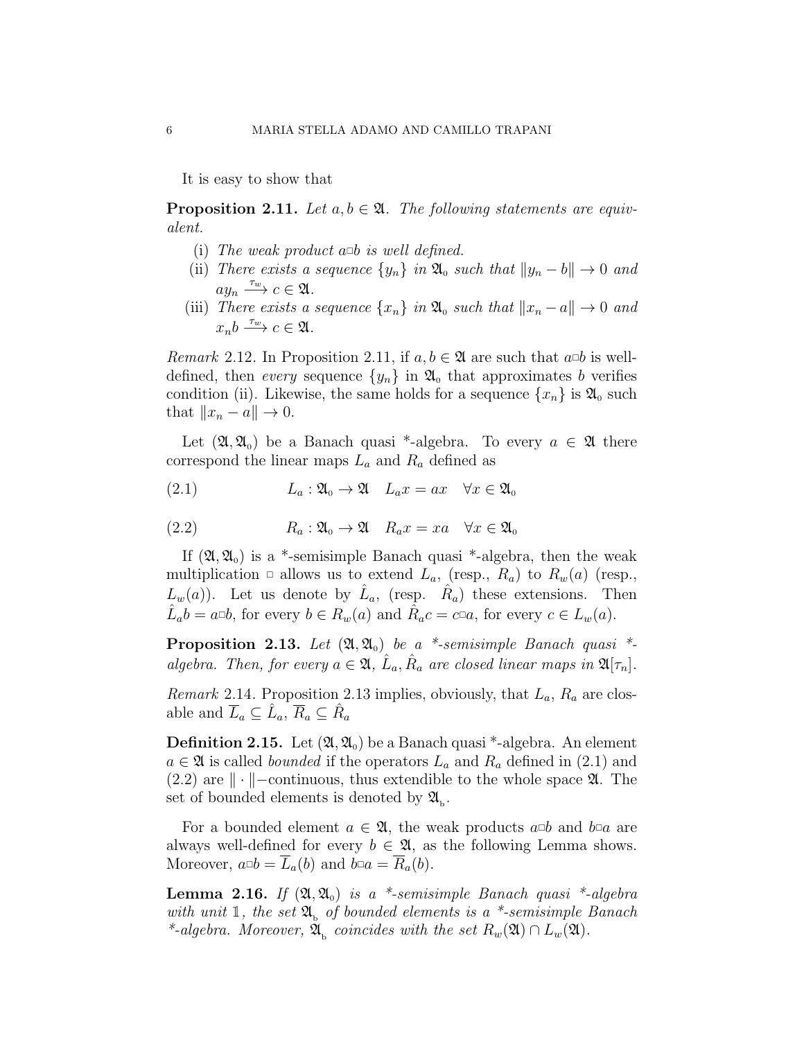It is easy to show that

**Proposition 2.11.** *Let $a, b \in \mathfrak{A}$. The following statements are equivalent.*

(i) *The weak product $a \Box b$ is well defined.*
(ii) *There exists a sequence $\{y_n\}$ in $\mathfrak{A}_0$ such that $\|y_n - b\| \to 0$ and $ay_n \xrightarrow{\tau_w} c \in \mathfrak{A}$.*
(iii) *There exists a sequence $\{x_n\}$ in $\mathfrak{A}_0$ such that $\|x_n - a\| \to 0$ and $x_n b \xrightarrow{\tau_w} c \in \mathfrak{A}$.*

*Remark* 2.12. In Proposition 2.11, if $a, b \in \mathfrak{A}$ are such that $a \Box b$ is well-defined, then *every* sequence $\{y_n\}$ in $\mathfrak{A}_0$ that approximates $b$ verifies condition (ii). Likewise, the same holds for a sequence $\{x_n\}$ is $\mathfrak{A}_0$ such that $\|x_n - a\| \to 0$.

Let $(\mathfrak{A}, \mathfrak{A}_0)$ be a Banach quasi \*-algebra. To every $a \in \mathfrak{A}$ there correspond the linear maps $L_a$ and $R_a$ defined as

$$L_a : \mathfrak{A}_0 \to \mathfrak{A} \quad L_a x = ax \quad \forall x \in \mathfrak{A}_0 \tag{2.1}$$

$$R_a : \mathfrak{A}_0 \to \mathfrak{A} \quad R_a x = xa \quad \forall x \in \mathfrak{A}_0 \tag{2.2}$$

If $(\mathfrak{A}, \mathfrak{A}_0)$ is a \*-semisimple Banach quasi \*-algebra, then the weak multiplication $\Box$ allows us to extend $L_a$, (resp., $R_a$) to $R_w(a)$ (resp., $L_w(a)$). Let us denote by $\hat{L}_a$, (resp. $\hat{R}_a$) these extensions. Then $\hat{L}_a b = a \Box b$, for every $b \in R_w(a)$ and $\hat{R}_a c = c \Box a$, for every $c \in L_w(a)$.

**Proposition 2.13.** *Let $(\mathfrak{A}, \mathfrak{A}_0)$ be a \*-semisimple Banach quasi \*-algebra. Then, for every $a \in \mathfrak{A}$, $\hat{L}_a, \hat{R}_a$ are closed linear maps in $\mathfrak{A}[\tau_n]$.*

*Remark* 2.14. Proposition 2.13 implies, obviously, that $L_a$, $R_a$ are closable and $\overline{L}_a \subseteq \hat{L}_a$, $\overline{R}_a \subseteq \hat{R}_a$

**Definition 2.15.** Let $(\mathfrak{A}, \mathfrak{A}_0)$ be a Banach quasi \*-algebra. An element $a \in \mathfrak{A}$ is called *bounded* if the operators $L_a$ and $R_a$ defined in (2.1) and (2.2) are $\|\cdot\|-$continuous, thus extendible to the whole space $\mathfrak{A}$. The set of bounded elements is denoted by $\mathfrak{A}_b$.

For a bounded element $a \in \mathfrak{A}$, the weak products $a \Box b$ and $b \Box a$ are always well-defined for every $b \in \mathfrak{A}$, as the following Lemma shows. Moreover, $a \Box b = \overline{L}_a(b)$ and $b \Box a = \overline{R}_a(b)$.

**Lemma 2.16.** *If $(\mathfrak{A}, \mathfrak{A}_0)$ is a \*-semisimple Banach quasi \*-algebra with unit $\mathbb{1}$, the set $\mathfrak{A}_b$ of bounded elements is a \*-semisimple Banach \*-algebra. Moreover, $\mathfrak{A}_b$ coincides with the set $R_w(\mathfrak{A}) \cap L_w(\mathfrak{A})$.*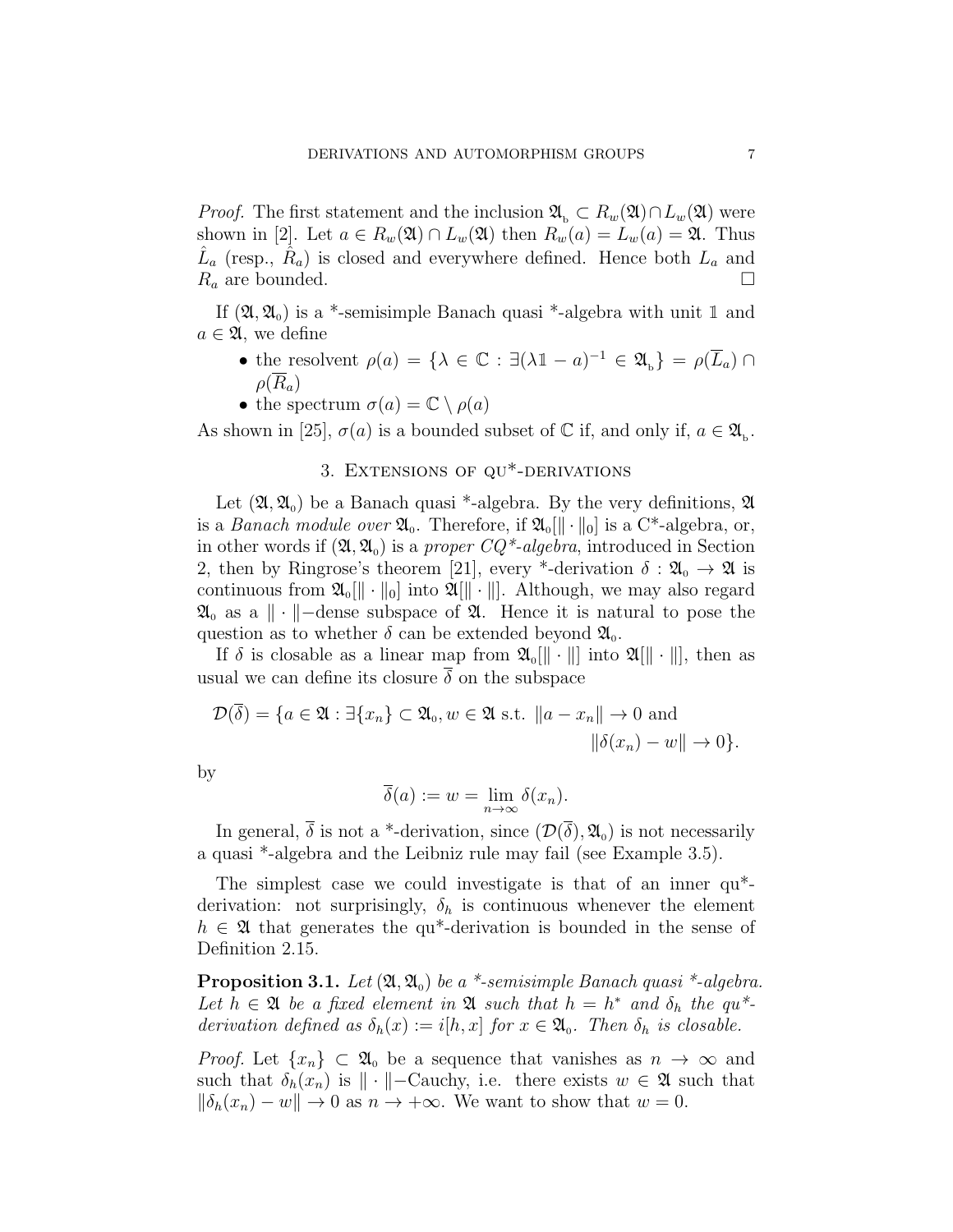*Proof.* The first statement and the inclusion $\mathfrak{A}_{\rm b} \subset R_w(\mathfrak{A}) \cap L_w(\mathfrak{A})$ were shown in [2]. Let $a \in R_w(\mathfrak{A}) \cap L_w(\mathfrak{A})$ then $R_w(a) = L_w(a) = \mathfrak{A}$. Thus $\hat{L}_a$ (resp., $\hat{R}_a$) is closed and everywhere defined. Hence both $L_a$ and $R_a$ are bounded. □

If $(\mathfrak{A}, \mathfrak{A}_0)$ is a \*-semisimple Banach quasi \*-algebra with unit $\mathbb{1}$ and $a \in \mathfrak{A}$, we define

- the resolvent $\rho(a) = \{\lambda \in \mathbb{C} : \exists (\lambda \mathbb{1} - a)^{-1} \in \mathfrak{A}_{\rm b}\} = \rho(\overline{L}_a) \cap \rho(\overline{R}_a)$
- the spectrum $\sigma(a) = \mathbb{C} \setminus \rho(a)$

As shown in [25], $\sigma(a)$ is a bounded subset of $\mathbb{C}$ if, and only if, $a \in \mathfrak{A}_{\rm b}$.

## 3. Extensions of qu\*-derivations

Let $(\mathfrak{A}, \mathfrak{A}_0)$ be a Banach quasi \*-algebra. By the very definitions, $\mathfrak{A}$ is a *Banach module over* $\mathfrak{A}_0$. Therefore, if $\mathfrak{A}_0[\|\cdot\|_0]$ is a C\*-algebra, or, in other words if $(\mathfrak{A}, \mathfrak{A}_0)$ is a *proper CQ\*-algebra*, introduced in Section 2, then by Ringrose's theorem [21], every \*-derivation $\delta : \mathfrak{A}_0 \to \mathfrak{A}$ is continuous from $\mathfrak{A}_0[\|\cdot\|_0]$ into $\mathfrak{A}[\|\cdot\|]$. Although, we may also regard $\mathfrak{A}_0$ as a $\|\cdot\|$−dense subspace of $\mathfrak{A}$. Hence it is natural to pose the question as to whether $\delta$ can be extended beyond $\mathfrak{A}_0$.

If $\delta$ is closable as a linear map from $\mathfrak{A}_0[\|\cdot\|]$ into $\mathfrak{A}[\|\cdot\|]$, then as usual we can define its closure $\overline{\delta}$ on the subspace

$$\mathcal{D}(\overline{\delta}) = \{a \in \mathfrak{A} : \exists \{x_n\} \subset \mathfrak{A}_0, w \in \mathfrak{A} \text{ s.t. } \|a - x_n\| \to 0 \text{ and } \|\delta(x_n) - w\| \to 0\}.$$

by

$$\overline{\delta}(a) := w = \lim_{n\to\infty} \delta(x_n).$$

In general, $\overline{\delta}$ is not a \*-derivation, since $(\mathcal{D}(\overline{\delta}), \mathfrak{A}_0)$ is not necessarily a quasi \*-algebra and the Leibniz rule may fail (see Example 3.5).

The simplest case we could investigate is that of an inner qu\*-derivation: not surprisingly, $\delta_h$ is continuous whenever the element $h \in \mathfrak{A}$ that generates the qu\*-derivation is bounded in the sense of Definition 2.15.

**Proposition 3.1.** *Let $(\mathfrak{A}, \mathfrak{A}_0)$ be a \*-semisimple Banach quasi \*-algebra. Let $h \in \mathfrak{A}$ be a fixed element in $\mathfrak{A}$ such that $h = h^*$ and $\delta_h$ the qu\*-derivation defined as $\delta_h(x) := i[h, x]$ for $x \in \mathfrak{A}_0$. Then $\delta_h$ is closable.*

*Proof.* Let $\{x_n\} \subset \mathfrak{A}_0$ be a sequence that vanishes as $n \to \infty$ and such that $\delta_h(x_n)$ is $\|\cdot\|$−Cauchy, i.e. there exists $w \in \mathfrak{A}$ such that $\|\delta_h(x_n) - w\| \to 0$ as $n \to +\infty$. We want to show that $w = 0$.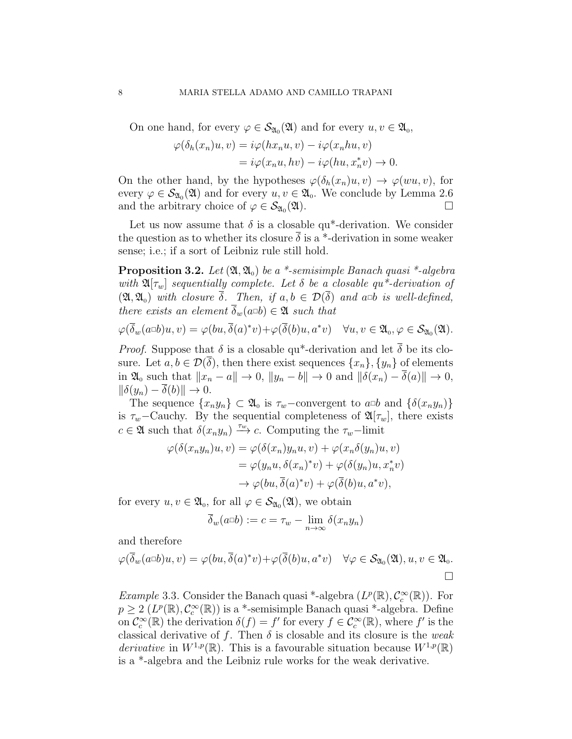On one hand, for every $\varphi \in \mathcal{S}_{\mathfrak{A}_0}(\mathfrak{A})$ and for every $u, v \in \mathfrak{A}_0$,

$$\begin{aligned}\varphi(\delta_h(x_n)u, v) &= i\varphi(hx_nu, v) - i\varphi(x_nhu, v)\\ &= i\varphi(x_nu, hv) - i\varphi(hu, x_n^*v) \to 0.\end{aligned}$$

On the other hand, by the hypotheses $\varphi(\delta_h(x_n)u, v) \to \varphi(wu, v)$, for every $\varphi \in \mathcal{S}_{\mathfrak{A}_0}(\mathfrak{A})$ and for every $u, v \in \mathfrak{A}_0$. We conclude by Lemma 2.6 and the arbitrary choice of $\varphi \in \mathcal{S}_{\mathfrak{A}_0}(\mathfrak{A})$. □

Let us now assume that $\delta$ is a closable qu*-derivation. We consider the question as to whether its closure $\overline{\delta}$ is a *-derivation in some weaker sense; i.e.; if a sort of Leibniz rule still hold.

**Proposition 3.2.** *Let $(\mathfrak{A}, \mathfrak{A}_0)$ be a *-semisimple Banach quasi *-algebra with $\mathfrak{A}[\tau_w]$ sequentially complete. Let $\delta$ be a closable qu*-derivation of $(\mathfrak{A}, \mathfrak{A}_0)$ with closure $\overline{\delta}$. Then, if $a, b \in \mathcal{D}(\overline{\delta})$ and $a\Box b$ is well-defined, there exists an element $\overline{\delta}_w(a\Box b) \in \mathfrak{A}$ such that*

$$\varphi(\overline{\delta}_w(a\Box b)u, v) = \varphi(bu, \overline{\delta}(a)^*v) + \varphi(\overline{\delta}(b)u, a^*v) \quad \forall u, v \in \mathfrak{A}_0, \varphi \in \mathcal{S}_{\mathfrak{A}_0}(\mathfrak{A}).$$

*Proof.* Suppose that $\delta$ is a closable qu*-derivation and let $\overline{\delta}$ be its closure. Let $a, b \in \mathcal{D}(\overline{\delta})$, then there exist sequences $\{x_n\}, \{y_n\}$ of elements in $\mathfrak{A}_0$ such that $\|x_n - a\| \to 0$, $\|y_n - b\| \to 0$ and $\|\delta(x_n) - \overline{\delta}(a)\| \to 0$, $\|\delta(y_n) - \overline{\delta}(b)\| \to 0$.

The sequence $\{x_ny_n\} \subset \mathfrak{A}_0$ is $\tau_w$-convergent to $a\Box b$ and $\{\delta(x_ny_n)\}$ is $\tau_w$-Cauchy. By the sequential completeness of $\mathfrak{A}[\tau_w]$, there exists $c \in \mathfrak{A}$ such that $\delta(x_ny_n) \xrightarrow{\tau_w} c$. Computing the $\tau_w$-limit

$$\begin{aligned}\varphi(\delta(x_ny_n)u, v) &= \varphi(\delta(x_n)y_nu, v) + \varphi(x_n\delta(y_n)u, v)\\ &= \varphi(y_nu, \delta(x_n)^*v) + \varphi(\delta(y_n)u, x_n^*v)\\ &\to \varphi(bu, \overline{\delta}(a)^*v) + \varphi(\overline{\delta}(b)u, a^*v),\end{aligned}$$

for every $u, v \in \mathfrak{A}_0$, for all $\varphi \in \mathcal{S}_{\mathfrak{A}_0}(\mathfrak{A})$, we obtain

$$\overline{\delta}_w(a\Box b) := c = \tau_w - \lim_{n\to\infty} \delta(x_ny_n)$$

and therefore

$$\varphi(\overline{\delta}_w(a\Box b)u, v) = \varphi(bu, \overline{\delta}(a)^*v) + \varphi(\overline{\delta}(b)u, a^*v) \quad \forall \varphi \in \mathcal{S}_{\mathfrak{A}_0}(\mathfrak{A}), u, v \in \mathfrak{A}_0.$$

□

*Example* 3.3. Consider the Banach quasi *-algebra $(L^p(\mathbb{R}), \mathcal{C}_c^\infty(\mathbb{R}))$. For $p \geq 2$ $(L^p(\mathbb{R}), \mathcal{C}_c^\infty(\mathbb{R}))$ is a *-semisimple Banach quasi *-algebra. Define on $\mathcal{C}_c^\infty(\mathbb{R})$ the derivation $\delta(f) = f'$ for every $f \in \mathcal{C}_c^\infty(\mathbb{R})$, where $f'$ is the classical derivative of $f$. Then $\delta$ is closable and its closure is the *weak derivative* in $W^{1,p}(\mathbb{R})$. This is a favourable situation because $W^{1,p}(\mathbb{R})$ is a *-algebra and the Leibniz rule works for the weak derivative.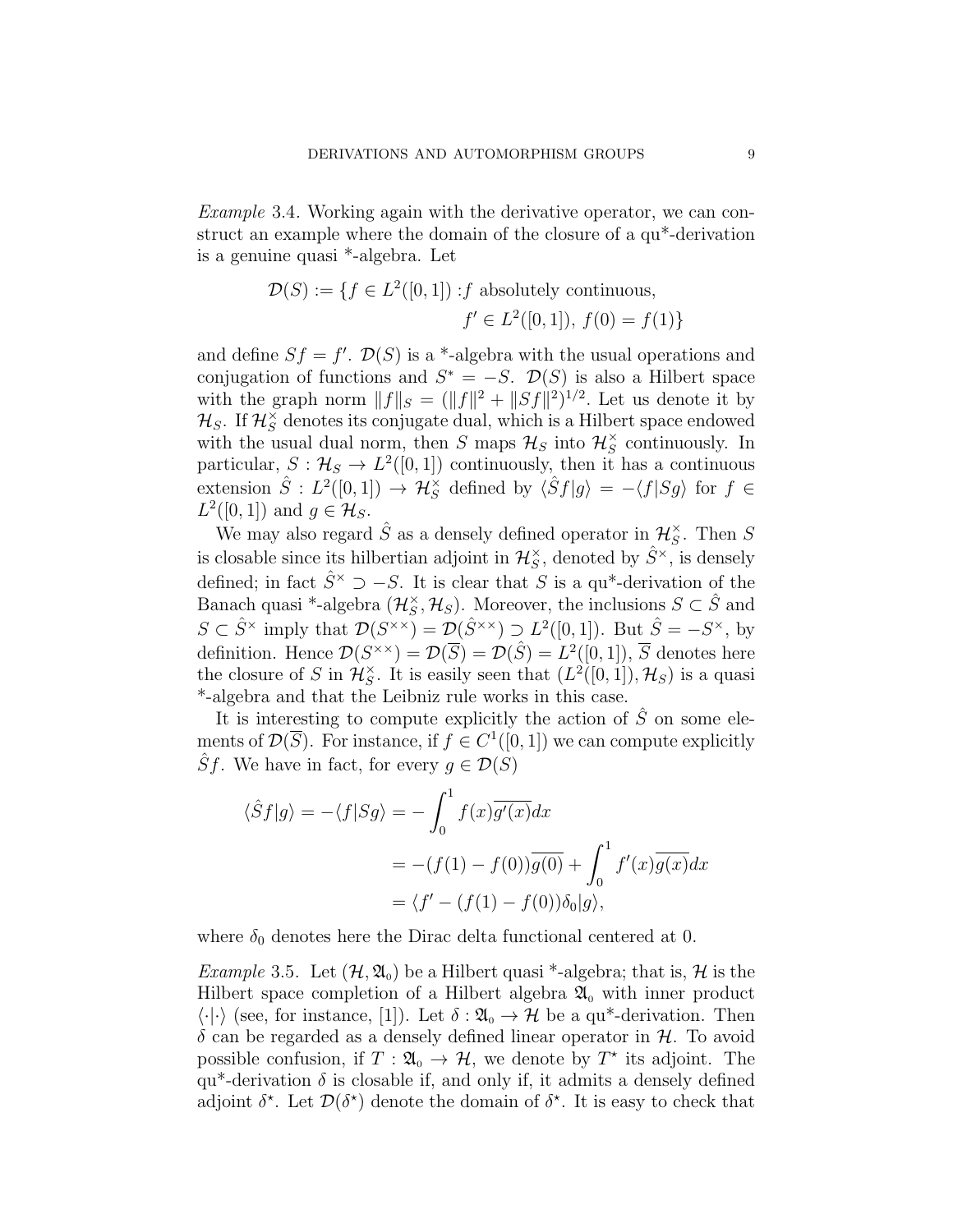*Example* 3.4. Working again with the derivative operator, we can construct an example where the domain of the closure of a qu*-derivation is a genuine quasi *-algebra. Let

$$\mathcal{D}(S) := \{f \in L^2([0,1]) : f \text{ absolutely continuous}, \\ f' \in L^2([0,1]),\ f(0) = f(1)\}$$

and define $Sf = f'$. $\mathcal{D}(S)$ is a *-algebra with the usual operations and conjugation of functions and $S^* = -S$. $\mathcal{D}(S)$ is also a Hilbert space with the graph norm $\|f\|_S = (\|f\|^2 + \|Sf\|^2)^{1/2}$. Let us denote it by $\mathcal{H}_S$. If $\mathcal{H}_S^\times$ denotes its conjugate dual, which is a Hilbert space endowed with the usual dual norm, then $S$ maps $\mathcal{H}_S$ into $\mathcal{H}_S^\times$ continuously. In particular, $S : \mathcal{H}_S \to L^2([0,1])$ continuously, then it has a continuous extension $\hat{S} : L^2([0,1]) \to \mathcal{H}_S^\times$ defined by $\langle \hat{S}f|g\rangle = -\langle f|Sg\rangle$ for $f \in L^2([0,1])$ and $g \in \mathcal{H}_S$.

We may also regard $\hat{S}$ as a densely defined operator in $\mathcal{H}_S^\times$. Then $S$ is closable since its hilbertian adjoint in $\mathcal{H}_S^\times$, denoted by $\hat{S}^\times$, is densely defined; in fact $\hat{S}^\times \supset -S$. It is clear that $S$ is a qu*-derivation of the Banach quasi *-algebra $(\mathcal{H}_S^\times, \mathcal{H}_S)$. Moreover, the inclusions $S \subset \hat{S}$ and $S \subset \hat{S}^\times$ imply that $\mathcal{D}(S^{\times\times}) = \mathcal{D}(\hat{S}^{\times\times}) \supset L^2([0,1])$. But $\hat{S} = -S^\times$, by definition. Hence $\mathcal{D}(S^{\times\times}) = \mathcal{D}(\overline{S}) = \mathcal{D}(\hat{S}) = L^2([0,1])$, $\overline{S}$ denotes here the closure of $S$ in $\mathcal{H}_S^\times$. It is easily seen that $(L^2([0,1]), \mathcal{H}_S)$ is a quasi *-algebra and that the Leibniz rule works in this case.

It is interesting to compute explicitly the action of $\hat{S}$ on some elements of $\mathcal{D}(\overline{S})$. For instance, if $f \in C^1([0,1])$ we can compute explicitly $\hat{S}f$. We have in fact, for every $g \in \mathcal{D}(S)$

$$\begin{aligned}
\langle \hat{S}f|g\rangle = -\langle f|Sg\rangle &= -\int_0^1 f(x)\overline{g'(x)}dx \\
&= -(f(1) - f(0))\overline{g(0)} + \int_0^1 f'(x)\overline{g(x)}dx \\
&= \langle f' - (f(1) - f(0))\delta_0|g\rangle,
\end{aligned}$$

where $\delta_0$ denotes here the Dirac delta functional centered at 0.

*Example* 3.5. Let $(\mathcal{H}, \mathfrak{A}_0)$ be a Hilbert quasi *-algebra; that is, $\mathcal{H}$ is the Hilbert space completion of a Hilbert algebra $\mathfrak{A}_0$ with inner product $\langle \cdot|\cdot\rangle$ (see, for instance, [1]). Let $\delta : \mathfrak{A}_0 \to \mathcal{H}$ be a qu*-derivation. Then $\delta$ can be regarded as a densely defined linear operator in $\mathcal{H}$. To avoid possible confusion, if $T : \mathfrak{A}_0 \to \mathcal{H}$, we denote by $T^\star$ its adjoint. The qu*-derivation $\delta$ is closable if, and only if, it admits a densely defined adjoint $\delta^\star$. Let $\mathcal{D}(\delta^\star)$ denote the domain of $\delta^\star$. It is easy to check that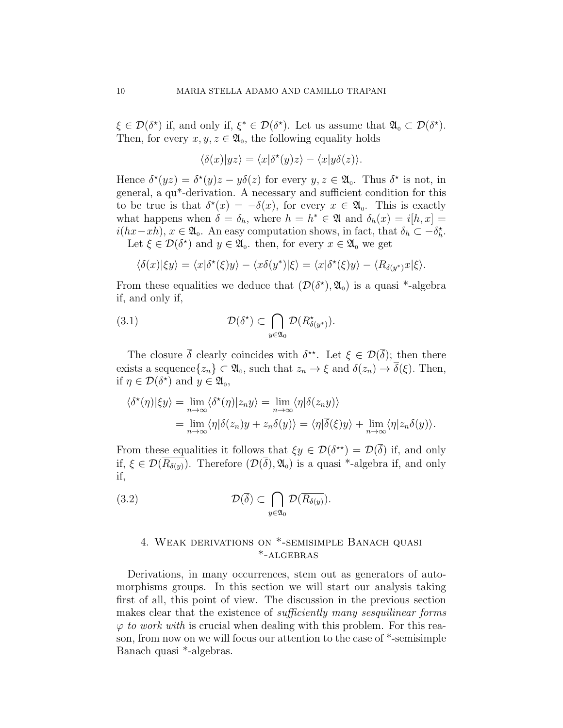$\xi \in \mathcal{D}(\delta^\star)$ if, and only if, $\xi^* \in \mathcal{D}(\delta^\star)$. Let us assume that $\mathfrak{A}_0 \subset \mathcal{D}(\delta^\star)$. Then, for every $x, y, z \in \mathfrak{A}_0$, the following equality holds

$$\langle \delta(x)|yz\rangle = \langle x|\delta^\star(y)z\rangle - \langle x|y\delta(z)\rangle.$$

Hence $\delta^\star(yz) = \delta^\star(y)z - y\delta(z)$ for every $y, z \in \mathfrak{A}_0$. Thus $\delta^\star$ is not, in general, a qu*-derivation. A necessary and sufficient condition for this to be true is that $\delta^\star(x) = -\delta(x)$, for every $x \in \mathfrak{A}_0$. This is exactly what happens when $\delta = \delta_h$, where $h = h^* \in \mathfrak{A}$ and $\delta_h(x) = i[h, x] = i(hx - xh)$, $x \in \mathfrak{A}_0$. An easy computation shows, in fact, that $\delta_h \subset -\delta_h^\star$.

Let $\xi \in \mathcal{D}(\delta^\star)$ and $y \in \mathfrak{A}_0$. then, for every $x \in \mathfrak{A}_0$ we get

$$\langle \delta(x)|\xi y\rangle = \langle x|\delta^\star(\xi)y\rangle - \langle x\delta(y^*)|\xi\rangle = \langle x|\delta^\star(\xi)y\rangle - \langle R_{\delta(y^*)}x|\xi\rangle.$$

From these equalities we deduce that $(\mathcal{D}(\delta^\star), \mathfrak{A}_0)$ is a quasi *-algebra if, and only if,

$$\mathcal{D}(\delta^\star) \subset \bigcap_{y \in \mathfrak{A}_0} \mathcal{D}(R^\star_{\delta(y^*)}). \tag{3.1}$$

The closure $\overline{\delta}$ clearly coincides with $\delta^{\star\star}$. Let $\xi \in \mathcal{D}(\overline{\delta})$; then there exists a sequence$\{z_n\} \subset \mathfrak{A}_0$, such that $z_n \to \xi$ and $\delta(z_n) \to \overline{\delta}(\xi)$. Then, if $\eta \in \mathcal{D}(\delta^\star)$ and $y \in \mathfrak{A}_0$,

$$\begin{aligned}
\langle \delta^\star(\eta)|\xi y\rangle &= \lim_{n\to\infty} \langle \delta^\star(\eta)|z_n y\rangle = \lim_{n\to\infty} \langle \eta|\delta(z_n y)\rangle \\
&= \lim_{n\to\infty} \langle \eta|\delta(z_n)y + z_n\delta(y)\rangle = \langle \eta|\overline{\delta}(\xi)y\rangle + \lim_{n\to\infty} \langle \eta|z_n\delta(y)\rangle.
\end{aligned}$$

From these equalities it follows that $\xi y \in \mathcal{D}(\delta^{\star\star}) = \mathcal{D}(\overline{\delta})$ if, and only if, $\xi \in \mathcal{D}(\overline{R_{\delta(y)}})$. Therefore $(\mathcal{D}(\overline{\delta}), \mathfrak{A}_0)$ is a quasi *-algebra if, and only if,

$$\mathcal{D}(\overline{\delta}) \subset \bigcap_{y \in \mathfrak{A}_0} \mathcal{D}(\overline{R_{\delta(y)}}). \tag{3.2}$$

## 4. Weak derivations on *-semisimple Banach quasi *-algebras

Derivations, in many occurrences, stem out as generators of automorphisms groups. In this section we will start our analysis taking first of all, this point of view. The discussion in the previous section makes clear that the existence of *sufficiently many sesquilinear forms $\varphi$ to work with* is crucial when dealing with this problem. For this reason, from now on we will focus our attention to the case of *-semisimple Banach quasi *-algebras.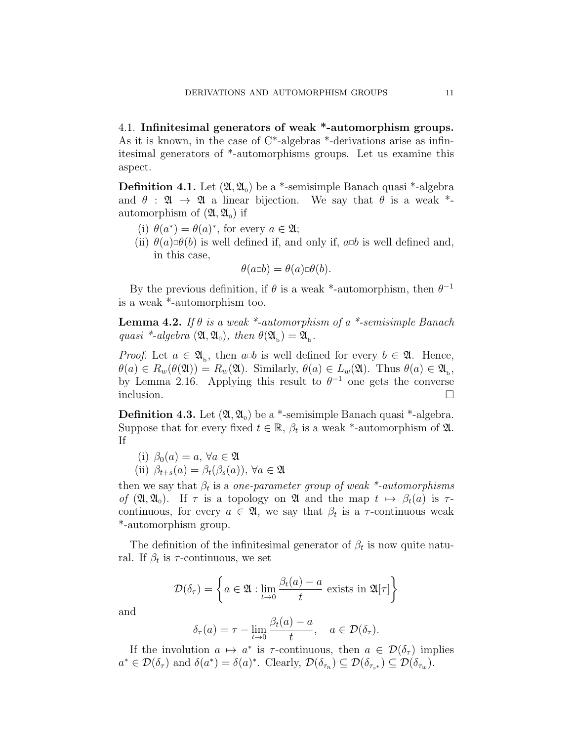### 4.1. Infinitesimal generators of weak *-automorphism groups.

As it is known, in the case of C*-algebras *-derivations arise as infinitesimal generators of *-automorphisms groups. Let us examine this aspect.

**Definition 4.1.** Let $(\mathfrak{A}, \mathfrak{A}_0)$ be a *-semisimple Banach quasi *-algebra and $\theta : \mathfrak{A} \to \mathfrak{A}$ a linear bijection. We say that $\theta$ is a weak *-automorphism of $(\mathfrak{A}, \mathfrak{A}_0)$ if

(i) $\theta(a^*) = \theta(a)^*$, for every $a \in \mathfrak{A}$;

(ii) $\theta(a) \Box \theta(b)$ is well defined if, and only if, $a \Box b$ is well defined and, in this case,

$$\theta(a \Box b) = \theta(a) \Box \theta(b).$$

By the previous definition, if $\theta$ is a weak *-automorphism, then $\theta^{-1}$ is a weak *-automorphism too.

**Lemma 4.2.** *If $\theta$ is a weak *-automorphism of a *-semisimple Banach quasi *-algebra $(\mathfrak{A}, \mathfrak{A}_0)$, then $\theta(\mathfrak{A}_b) = \mathfrak{A}_b$.*

*Proof.* Let $a \in \mathfrak{A}_b$, then $a \Box b$ is well defined for every $b \in \mathfrak{A}$. Hence, $\theta(a) \in R_w(\theta(\mathfrak{A})) = R_w(\mathfrak{A})$. Similarly, $\theta(a) \in L_w(\mathfrak{A})$. Thus $\theta(a) \in \mathfrak{A}_b$, by Lemma 2.16. Applying this result to $\theta^{-1}$ one gets the converse inclusion. □

**Definition 4.3.** Let $(\mathfrak{A}, \mathfrak{A}_0)$ be a *-semisimple Banach quasi *-algebra. Suppose that for every fixed $t \in \mathbb{R}$, $\beta_t$ is a weak *-automorphism of $\mathfrak{A}$. If

(i) $\beta_0(a) = a$, $\forall a \in \mathfrak{A}$

(ii) $\beta_{t+s}(a) = \beta_t(\beta_s(a))$, $\forall a \in \mathfrak{A}$

then we say that $\beta_t$ is a *one-parameter group of weak *-automorphisms of* $(\mathfrak{A}, \mathfrak{A}_0)$. If $\tau$ is a topology on $\mathfrak{A}$ and the map $t \mapsto \beta_t(a)$ is $\tau$-continuous, for every $a \in \mathfrak{A}$, we say that $\beta_t$ is a $\tau$-continuous weak *-automorphism group.

The definition of the infinitesimal generator of $\beta_t$ is now quite natural. If $\beta_t$ is $\tau$-continuous, we set

$$\mathcal{D}(\delta_\tau) = \left\{ a \in \mathfrak{A} : \lim_{t \to 0} \frac{\beta_t(a) - a}{t} \text{ exists in } \mathfrak{A}[\tau] \right\}$$

and

$$\delta_\tau(a) = \tau - \lim_{t \to 0} \frac{\beta_t(a) - a}{t}, \quad a \in \mathcal{D}(\delta_\tau).$$

If the involution $a \mapsto a^*$ is $\tau$-continuous, then $a \in \mathcal{D}(\delta_\tau)$ implies $a^* \in \mathcal{D}(\delta_\tau)$ and $\delta(a^*) = \delta(a)^*$. Clearly, $\mathcal{D}(\delta_{\tau_n}) \subseteq \mathcal{D}(\delta_{\tau_{s^*}}) \subseteq \mathcal{D}(\delta_{\tau_w})$.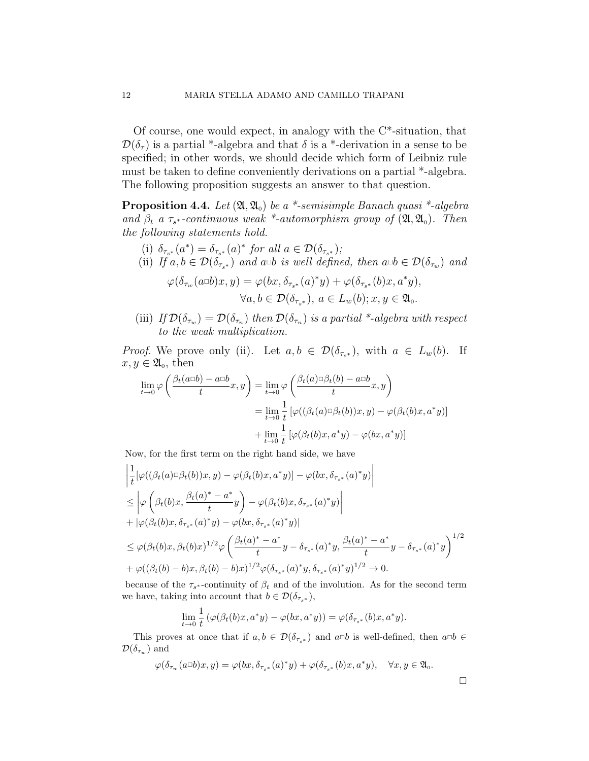Of course, one would expect, in analogy with the C*-situation, that $\mathcal{D}(\delta_\tau)$ is a partial *-algebra and that $\delta$ is a *-derivation in a sense to be specified; in other words, we should decide which form of Leibniz rule must be taken to define conveniently derivations on a partial *-algebra. The following proposition suggests an answer to that question.

**Proposition 4.4.** *Let $(\mathfrak{A}, \mathfrak{A}_0)$ be a *-semisimple Banach quasi *-algebra and $\beta_t$ a $\tau_{s^*}$-continuous weak *-automorphism group of $(\mathfrak{A}, \mathfrak{A}_0)$. Then the following statements hold.*

(i) *$\delta_{\tau_{s^*}}(a^*) = \delta_{\tau_{s^*}}(a)^*$ for all $a \in \mathcal{D}(\delta_{\tau_{s^*}})$;*

(ii) *If $a, b \in \mathcal{D}(\delta_{\tau_{s^*}})$ and $a \Box b$ is well defined, then $a \Box b \in \mathcal{D}(\delta_{\tau_w})$ and*

$$\varphi(\delta_{\tau_w}(a\Box b)x, y) = \varphi(bx, \delta_{\tau_{s^*}}(a)^* y) + \varphi(\delta_{\tau_{s^*}}(b)x, a^* y),$$
$$\forall a, b \in \mathcal{D}(\delta_{\tau_{s^*}}),\ a \in L_w(b); x, y \in \mathfrak{A}_0.$$

(iii) *If $\mathcal{D}(\delta_{\tau_w}) = \mathcal{D}(\delta_{\tau_n})$ then $\mathcal{D}(\delta_{\tau_n})$ is a partial *-algebra with respect to the weak multiplication.*

*Proof.* We prove only (ii). Let $a, b \in \mathcal{D}(\delta_{\tau_{s^*}})$, with $a \in L_w(b)$. If $x, y \in \mathfrak{A}_0$, then

$$\begin{aligned}
\lim_{t\to 0} \varphi\left(\frac{\beta_t(a\Box b) - a\Box b}{t} x, y\right) &= \lim_{t\to 0} \varphi\left(\frac{\beta_t(a)\Box\beta_t(b) - a\Box b}{t} x, y\right) \\
&= \lim_{t\to 0} \frac{1}{t}\left[\varphi((\beta_t(a)\Box\beta_t(b))x, y) - \varphi(\beta_t(b)x, a^* y)\right] \\
&+ \lim_{t\to 0} \frac{1}{t}\left[\varphi(\beta_t(b)x, a^* y) - \varphi(bx, a^* y)\right]
\end{aligned}$$

Now, for the first term on the right hand side, we have

$$\begin{aligned}
&\left|\frac{1}{t}[\varphi((\beta_t(a)\Box\beta_t(b))x, y) - \varphi(\beta_t(b)x, a^* y)] - \varphi(bx, \delta_{\tau_{s^*}}(a)^* y)\right| \\
&\leq \left|\varphi\left(\beta_t(b)x, \frac{\beta_t(a)^* - a^*}{t} y\right) - \varphi(\beta_t(b)x, \delta_{\tau_{s^*}}(a)^* y)\right| \\
&+ |\varphi(\beta_t(b)x, \delta_{\tau_{s^*}}(a)^* y) - \varphi(bx, \delta_{\tau_{s^*}}(a)^* y)| \\
&\leq \varphi(\beta_t(b)x, \beta_t(b)x)^{1/2} \varphi\left(\frac{\beta_t(a)^* - a^*}{t} y - \delta_{\tau_{s^*}}(a)^* y, \frac{\beta_t(a)^* - a^*}{t} y - \delta_{\tau_{s^*}}(a)^* y\right)^{1/2} \\
&+ \varphi((\beta_t(b) - b)x, \beta_t(b) - b)x)^{1/2} \varphi(\delta_{\tau_{s^*}}(a)^* y, \delta_{\tau_{s^*}}(a)^* y)^{1/2} \to 0.
\end{aligned}$$

because of the $\tau_{s^*}$-continuity of $\beta_t$ and of the involution. As for the second term we have, taking into account that $b \in \mathcal{D}(\delta_{\tau_{s^*}})$,

$$\lim_{t\to 0} \frac{1}{t}\left(\varphi(\beta_t(b)x, a^* y) - \varphi(bx, a^* y)\right) = \varphi(\delta_{\tau_{s^*}}(b)x, a^* y).$$

This proves at once that if $a, b \in \mathcal{D}(\delta_{\tau_{s^*}})$ and $a\Box b$ is well-defined, then $a\Box b \in \mathcal{D}(\delta_{\tau_w})$ and

$$\varphi(\delta_{\tau_w}(a\Box b)x, y) = \varphi(bx, \delta_{\tau_{s^*}}(a)^* y) + \varphi(\delta_{\tau_{s^*}}(b)x, a^* y), \quad \forall x, y \in \mathfrak{A}_0.$$

□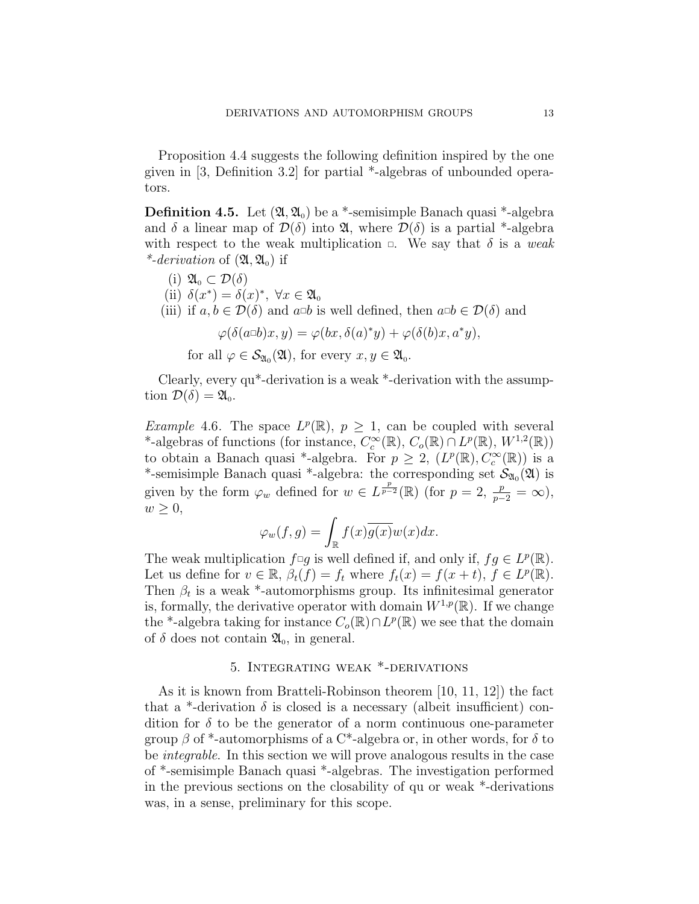Proposition 4.4 suggests the following definition inspired by the one given in [3, Definition 3.2] for partial \*-algebras of unbounded operators.

**Definition 4.5.** Let $(\mathfrak{A}, \mathfrak{A}_0)$ be a \*-semisimple Banach quasi \*-algebra and $\delta$ a linear map of $\mathcal{D}(\delta)$ into $\mathfrak{A}$, where $\mathcal{D}(\delta)$ is a partial \*-algebra with respect to the weak multiplication $\Box$. We say that $\delta$ is a *weak \*-derivation* of $(\mathfrak{A}, \mathfrak{A}_0)$ if

- (i) $\mathfrak{A}_0 \subset \mathcal{D}(\delta)$
- (ii) $\delta(x^*) = \delta(x)^*, \ \forall x \in \mathfrak{A}_0$
- (iii) if $a, b \in \mathcal{D}(\delta)$ and $a \Box b$ is well defined, then $a \Box b \in \mathcal{D}(\delta)$ and

$$\varphi(\delta(a \Box b)x, y) = \varphi(bx, \delta(a)^* y) + \varphi(\delta(b)x, a^* y),$$

for all $\varphi \in \mathcal{S}_{\mathfrak{A}_0}(\mathfrak{A})$, for every $x, y \in \mathfrak{A}_0$.

Clearly, every qu\*-derivation is a weak \*-derivation with the assumption $\mathcal{D}(\delta) = \mathfrak{A}_0$.

*Example* 4.6. The space $L^p(\mathbb{R})$, $p \geq 1$, can be coupled with several \*-algebras of functions (for instance, $C_c^\infty(\mathbb{R})$, $C_o(\mathbb{R}) \cap L^p(\mathbb{R})$, $W^{1,2}(\mathbb{R})$) to obtain a Banach quasi \*-algebra. For $p \geq 2$, $(L^p(\mathbb{R}), C_c^\infty(\mathbb{R}))$ is a \*-semisimple Banach quasi \*-algebra: the corresponding set $\mathcal{S}_{\mathfrak{A}_0}(\mathfrak{A})$ is given by the form $\varphi_w$ defined for $w \in L^{\frac{p}{p-2}}(\mathbb{R})$ (for $p = 2$, $\frac{p}{p-2} = \infty$), $w \geq 0$,

$$\varphi_w(f, g) = \int_{\mathbb{R}} f(x)\overline{g(x)}w(x)dx.$$

The weak multiplication $f \Box g$ is well defined if, and only if, $fg \in L^p(\mathbb{R})$. Let us define for $v \in \mathbb{R}$, $\beta_t(f) = f_t$ where $f_t(x) = f(x + t)$, $f \in L^p(\mathbb{R})$. Then $\beta_t$ is a weak \*-automorphisms group. Its infinitesimal generator is, formally, the derivative operator with domain $W^{1,p}(\mathbb{R})$. If we change the \*-algebra taking for instance $C_o(\mathbb{R}) \cap L^p(\mathbb{R})$ we see that the domain of $\delta$ does not contain $\mathfrak{A}_0$, in general.

## 5. Integrating weak \*-derivations

As it is known from Bratteli-Robinson theorem [10, 11, 12]) the fact that a \*-derivation $\delta$ is closed is a necessary (albeit insufficient) condition for $\delta$ to be the generator of a norm continuous one-parameter group $\beta$ of \*-automorphisms of a C\*-algebra or, in other words, for $\delta$ to be *integrable*. In this section we will prove analogous results in the case of \*-semisimple Banach quasi \*-algebras. The investigation performed in the previous sections on the closability of qu or weak \*-derivations was, in a sense, preliminary for this scope.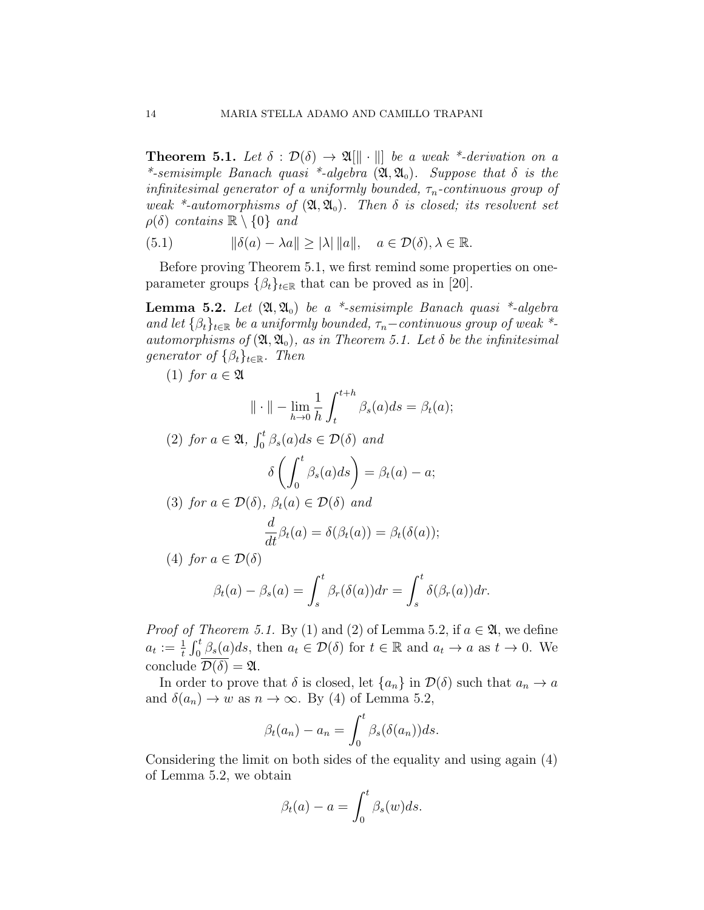**Theorem 5.1.** *Let $\delta : \mathcal{D}(\delta) \to \mathfrak{A}[\|\cdot\|]$ be a weak \*-derivation on a \*-semisimple Banach quasi \*-algebra $(\mathfrak{A}, \mathfrak{A}_0)$. Suppose that $\delta$ is the infinitesimal generator of a uniformly bounded, $\tau_n$-continuous group of weak \*-automorphisms of $(\mathfrak{A}, \mathfrak{A}_0)$. Then $\delta$ is closed; its resolvent set $\rho(\delta)$ contains $\mathbb{R} \setminus \{0\}$ and*

$$\|\delta(a) - \lambda a\| \geq |\lambda| \, \|a\|, \quad a \in \mathcal{D}(\delta), \lambda \in \mathbb{R}. \tag{5.1}$$

Before proving Theorem 5.1, we first remind some properties on one-parameter groups $\{\beta_t\}_{t\in\mathbb{R}}$ that can be proved as in [20].

**Lemma 5.2.** *Let $(\mathfrak{A}, \mathfrak{A}_0)$ be a \*-semisimple Banach quasi \*-algebra and let $\{\beta_t\}_{t\in\mathbb{R}}$ be a uniformly bounded, $\tau_n$−continuous group of weak \*-automorphisms of $(\mathfrak{A}, \mathfrak{A}_0)$, as in Theorem 5.1. Let $\delta$ be the infinitesimal generator of $\{\beta_t\}_{t\in\mathbb{R}}$. Then*

(1) *for $a \in \mathfrak{A}$*

$$\|\cdot\| - \lim_{h\to 0} \frac{1}{h} \int_t^{t+h} \beta_s(a) ds = \beta_t(a);$$

(2) *for $a \in \mathfrak{A}$, $\int_0^t \beta_s(a)ds \in \mathcal{D}(\delta)$ and*

$$\delta\left(\int_0^t \beta_s(a)ds\right) = \beta_t(a) - a;$$

(3) *for $a \in \mathcal{D}(\delta)$, $\beta_t(a) \in \mathcal{D}(\delta)$ and*

$$\frac{d}{dt}\beta_t(a) = \delta(\beta_t(a)) = \beta_t(\delta(a));$$

(4) *for $a \in \mathcal{D}(\delta)$*

$$\beta_t(a) - \beta_s(a) = \int_s^t \beta_r(\delta(a))dr = \int_s^t \delta(\beta_r(a))dr.$$

*Proof of Theorem 5.1.* By (1) and (2) of Lemma 5.2, if $a \in \mathfrak{A}$, we define $a_t := \frac{1}{t}\int_0^t \beta_s(a)ds$, then $a_t \in \mathcal{D}(\delta)$ for $t \in \mathbb{R}$ and $a_t \to a$ as $t \to 0$. We conclude $\overline{\mathcal{D}(\delta)} = \mathfrak{A}$.

In order to prove that $\delta$ is closed, let $\{a_n\}$ in $\mathcal{D}(\delta)$ such that $a_n \to a$ and $\delta(a_n) \to w$ as $n \to \infty$. By (4) of Lemma 5.2,

$$\beta_t(a_n) - a_n = \int_0^t \beta_s(\delta(a_n))ds.$$

Considering the limit on both sides of the equality and using again (4) of Lemma 5.2, we obtain

$$\beta_t(a) - a = \int_0^t \beta_s(w)ds.$$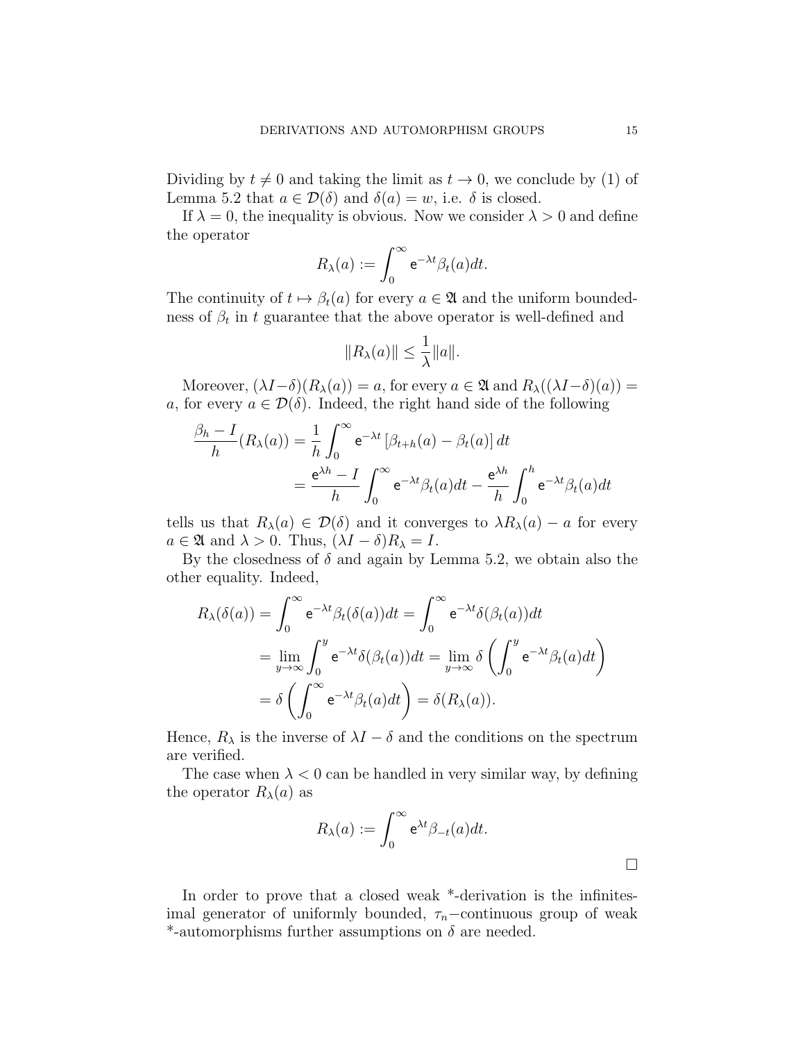Dividing by $t \neq 0$ and taking the limit as $t \to 0$, we conclude by (1) of Lemma 5.2 that $a \in \mathcal{D}(\delta)$ and $\delta(a) = w$, i.e. $\delta$ is closed.

If $\lambda = 0$, the inequality is obvious. Now we consider $\lambda > 0$ and define the operator

$$R_\lambda(a) := \int_0^\infty \mathsf{e}^{-\lambda t} \beta_t(a) dt.$$

The continuity of $t \mapsto \beta_t(a)$ for every $a \in \mathfrak{A}$ and the uniform boundedness of $\beta_t$ in $t$ guarantee that the above operator is well-defined and

$$\|R_\lambda(a)\| \leq \frac{1}{\lambda}\|a\|.$$

Moreover, $(\lambda I - \delta)(R_\lambda(a)) = a$, for every $a \in \mathfrak{A}$ and $R_\lambda((\lambda I - \delta)(a)) = a$, for every $a \in \mathcal{D}(\delta)$. Indeed, the right hand side of the following

$$\begin{aligned}
\frac{\beta_h - I}{h}(R_\lambda(a)) &= \frac{1}{h}\int_0^\infty \mathsf{e}^{-\lambda t}\left[\beta_{t+h}(a) - \beta_t(a)\right] dt \\
&= \frac{\mathsf{e}^{\lambda h} - I}{h}\int_0^\infty \mathsf{e}^{-\lambda t}\beta_t(a) dt - \frac{\mathsf{e}^{\lambda h}}{h}\int_0^h \mathsf{e}^{-\lambda t}\beta_t(a) dt
\end{aligned}$$

tells us that $R_\lambda(a) \in \mathcal{D}(\delta)$ and it converges to $\lambda R_\lambda(a) - a$ for every $a \in \mathfrak{A}$ and $\lambda > 0$. Thus, $(\lambda I - \delta)R_\lambda = I$.

By the closedness of $\delta$ and again by Lemma 5.2, we obtain also the other equality. Indeed,

$$\begin{aligned}
R_\lambda(\delta(a)) &= \int_0^\infty \mathsf{e}^{-\lambda t}\beta_t(\delta(a)) dt = \int_0^\infty \mathsf{e}^{-\lambda t}\delta(\beta_t(a)) dt \\
&= \lim_{y \to \infty}\int_0^y \mathsf{e}^{-\lambda t}\delta(\beta_t(a)) dt = \lim_{y \to \infty}\delta\left(\int_0^y \mathsf{e}^{-\lambda t}\beta_t(a) dt\right) \\
&= \delta\left(\int_0^\infty \mathsf{e}^{-\lambda t}\beta_t(a) dt\right) = \delta(R_\lambda(a)).
\end{aligned}$$

Hence, $R_\lambda$ is the inverse of $\lambda I - \delta$ and the conditions on the spectrum are verified.

The case when $\lambda < 0$ can be handled in very similar way, by defining the operator $R_\lambda(a)$ as

$$R_\lambda(a) := \int_0^\infty \mathsf{e}^{\lambda t}\beta_{-t}(a) dt.$$

□

In order to prove that a closed weak \*-derivation is the infinitesimal generator of uniformly bounded, $\tau_n$−continuous group of weak \*-automorphisms further assumptions on $\delta$ are needed.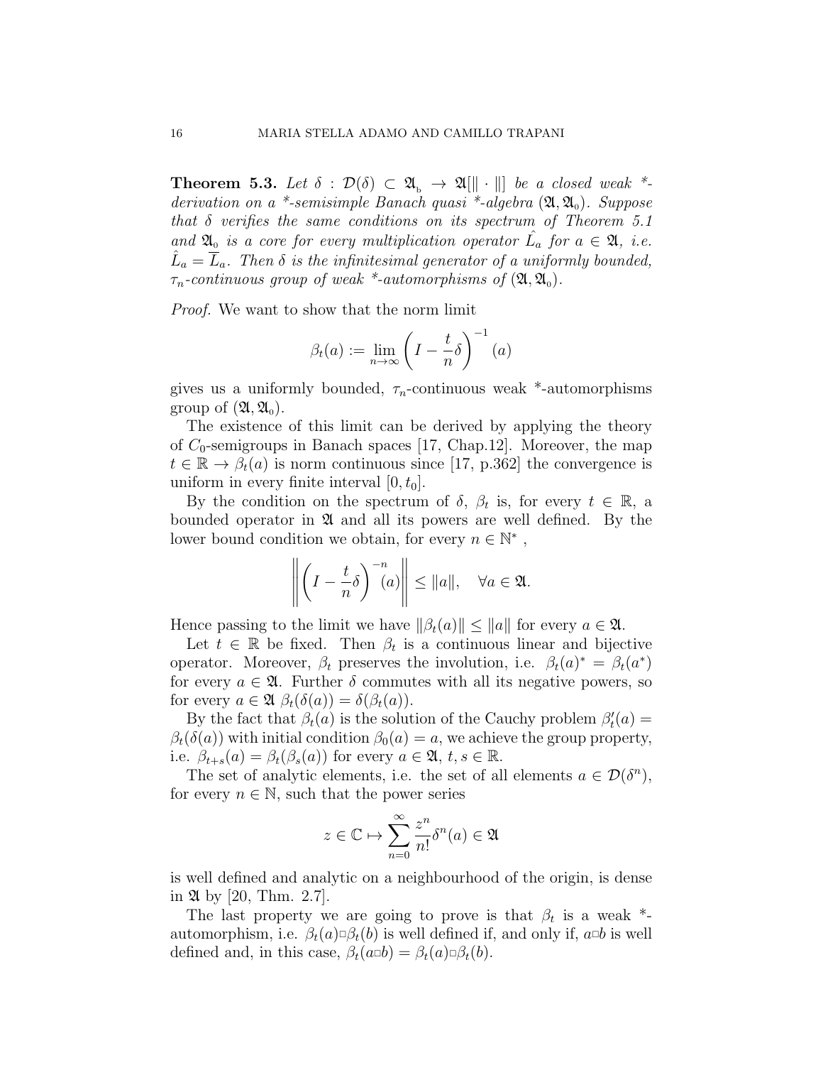**Theorem 5.3.** *Let $\delta : \mathcal{D}(\delta) \subset \mathfrak{A}_{\rm b} \to \mathfrak{A}[\|\cdot\|]$ be a closed weak \*-derivation on a \*-semisimple Banach quasi \*-algebra $(\mathfrak{A}, \mathfrak{A}_0)$. Suppose that $\delta$ verifies the same conditions on its spectrum of Theorem 5.1 and $\mathfrak{A}_0$ is a core for every multiplication operator $\hat{L_a}$ for $a \in \mathfrak{A}$, i.e. $\hat{L}_a = \overline{L}_a$. Then $\delta$ is the infinitesimal generator of a uniformly bounded, $\tau_n$-continuous group of weak \*-automorphisms of $(\mathfrak{A}, \mathfrak{A}_0)$.*

*Proof.* We want to show that the norm limit

$$\beta_t(a) := \lim_{n\to\infty} \left(I - \frac{t}{n}\delta\right)^{-1}(a)$$

gives us a uniformly bounded, $\tau_n$-continuous weak \*-automorphisms group of $(\mathfrak{A}, \mathfrak{A}_0)$.

The existence of this limit can be derived by applying the theory of $C_0$-semigroups in Banach spaces [17, Chap.12]. Moreover, the map $t \in \mathbb{R} \to \beta_t(a)$ is norm continuous since [17, p.362] the convergence is uniform in every finite interval $[0, t_0]$.

By the condition on the spectrum of $\delta$, $\beta_t$ is, for every $t \in \mathbb{R}$, a bounded operator in $\mathfrak{A}$ and all its powers are well defined. By the lower bound condition we obtain, for every $n \in \mathbb{N}^*$,

$$\left\| \left(I - \frac{t}{n}\delta\right)^{-n}(a) \right\| \leq \|a\|, \quad \forall a \in \mathfrak{A}.$$

Hence passing to the limit we have $\|\beta_t(a)\| \leq \|a\|$ for every $a \in \mathfrak{A}$.

Let $t \in \mathbb{R}$ be fixed. Then $\beta_t$ is a continuous linear and bijective operator. Moreover, $\beta_t$ preserves the involution, i.e. $\beta_t(a)^* = \beta_t(a^*)$ for every $a \in \mathfrak{A}$. Further $\delta$ commutes with all its negative powers, so for every $a \in \mathfrak{A}$ $\beta_t(\delta(a)) = \delta(\beta_t(a))$.

By the fact that $\beta_t(a)$ is the solution of the Cauchy problem $\beta_t'(a) = \beta_t(\delta(a))$ with initial condition $\beta_0(a) = a$, we achieve the group property, i.e. $\beta_{t+s}(a) = \beta_t(\beta_s(a))$ for every $a \in \mathfrak{A}$, $t, s \in \mathbb{R}$.

The set of analytic elements, i.e. the set of all elements $a \in \mathcal{D}(\delta^n)$, for every $n \in \mathbb{N}$, such that the power series

$$z \in \mathbb{C} \mapsto \sum_{n=0}^{\infty} \frac{z^n}{n!}\delta^n(a) \in \mathfrak{A}$$

is well defined and analytic on a neighbourhood of the origin, is dense in $\mathfrak{A}$ by [20, Thm. 2.7].

The last property we are going to prove is that $\beta_t$ is a weak \*-automorphism, i.e. $\beta_t(a) \Box \beta_t(b)$ is well defined if, and only if, $a \Box b$ is well defined and, in this case, $\beta_t(a \Box b) = \beta_t(a) \Box \beta_t(b)$.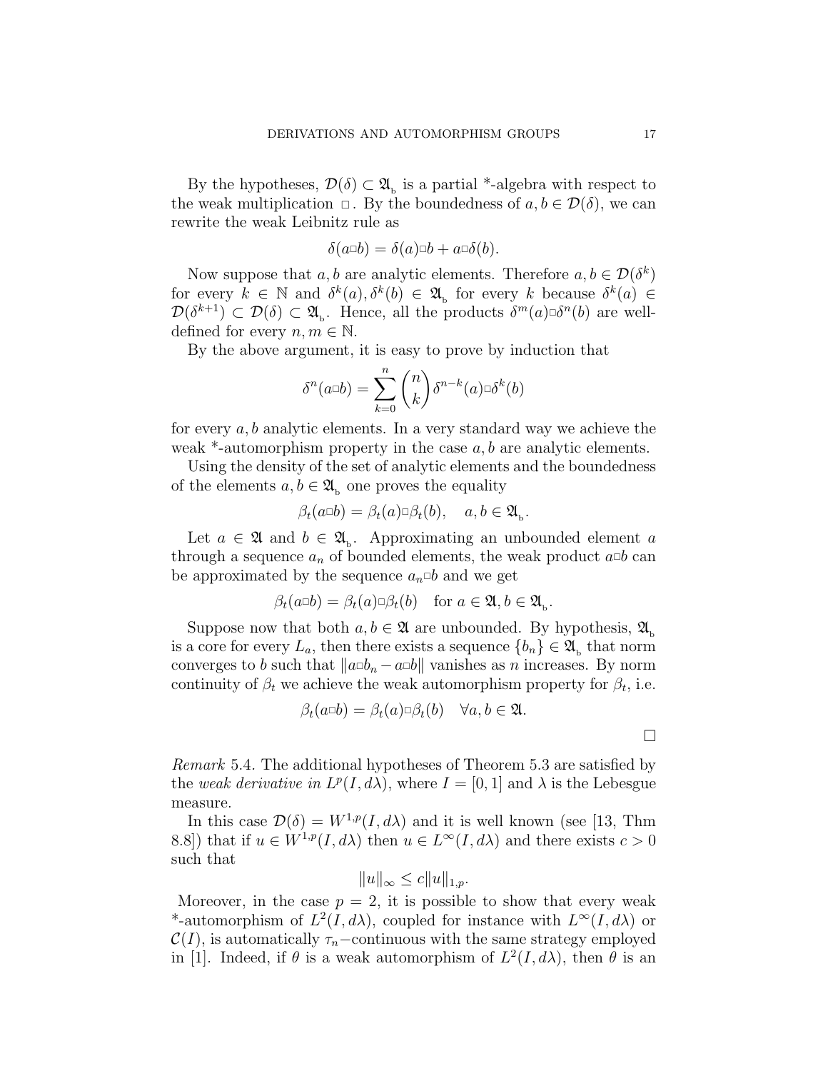By the hypotheses, $\mathcal{D}(\delta) \subset \mathfrak{A}_{\text{b}}$ is a partial \*-algebra with respect to the weak multiplication $\square$. By the boundedness of $a, b \in \mathcal{D}(\delta)$, we can rewrite the weak Leibnitz rule as

$$\delta(a \square b) = \delta(a) \square b + a \square \delta(b).$$

Now suppose that $a, b$ are analytic elements. Therefore $a, b \in \mathcal{D}(\delta^k)$ for every $k \in \mathbb{N}$ and $\delta^k(a), \delta^k(b) \in \mathfrak{A}_{\text{b}}$ for every $k$ because $\delta^k(a) \in \mathcal{D}(\delta^{k+1}) \subset \mathcal{D}(\delta) \subset \mathfrak{A}_{\text{b}}$. Hence, all the products $\delta^m(a) \square \delta^n(b)$ are well-defined for every $n, m \in \mathbb{N}$.

By the above argument, it is easy to prove by induction that

$$\delta^n(a \square b) = \sum_{k=0}^{n} \binom{n}{k} \delta^{n-k}(a) \square \delta^k(b)$$

for every $a, b$ analytic elements. In a very standard way we achieve the weak \*-automorphism property in the case $a, b$ are analytic elements.

Using the density of the set of analytic elements and the boundedness of the elements $a, b \in \mathfrak{A}_{\text{b}}$ one proves the equality

$$\beta_t(a \square b) = \beta_t(a) \square \beta_t(b), \quad a, b \in \mathfrak{A}_{\text{b}}.$$

Let $a \in \mathfrak{A}$ and $b \in \mathfrak{A}_{\text{b}}$. Approximating an unbounded element $a$ through a sequence $a_n$ of bounded elements, the weak product $a \square b$ can be approximated by the sequence $a_n \square b$ and we get

$$\beta_t(a \square b) = \beta_t(a) \square \beta_t(b) \quad \text{for } a \in \mathfrak{A}, b \in \mathfrak{A}_{\text{b}}.$$

Suppose now that both $a, b \in \mathfrak{A}$ are unbounded. By hypothesis, $\mathfrak{A}_{\text{b}}$ is a core for every $L_a$, then there exists a sequence $\{b_n\} \in \mathfrak{A}_{\text{b}}$ that norm converges to $b$ such that $\|a \square b_n - a \square b\|$ vanishes as $n$ increases. By norm continuity of $\beta_t$ we achieve the weak automorphism property for $\beta_t$, i.e.

$$\beta_t(a \square b) = \beta_t(a) \square \beta_t(b) \quad \forall a, b \in \mathfrak{A}.$$

□

*Remark* 5.4. The additional hypotheses of Theorem 5.3 are satisfied by the *weak derivative in* $L^p(I, d\lambda)$, where $I = [0, 1]$ and $\lambda$ is the Lebesgue measure.

In this case $\mathcal{D}(\delta) = W^{1,p}(I, d\lambda)$ and it is well known (see [13, Thm 8.8]) that if $u \in W^{1,p}(I, d\lambda)$ then $u \in L^\infty(I, d\lambda)$ and there exists $c > 0$ such that

$$\|u\|_\infty \leq c\|u\|_{1,p}.$$

Moreover, in the case $p = 2$, it is possible to show that every weak \*-automorphism of $L^2(I, d\lambda)$, coupled for instance with $L^\infty(I, d\lambda)$ or $\mathcal{C}(I)$, is automatically $\tau_n-$continuous with the same strategy employed in [1]. Indeed, if $\theta$ is a weak automorphism of $L^2(I, d\lambda)$, then $\theta$ is an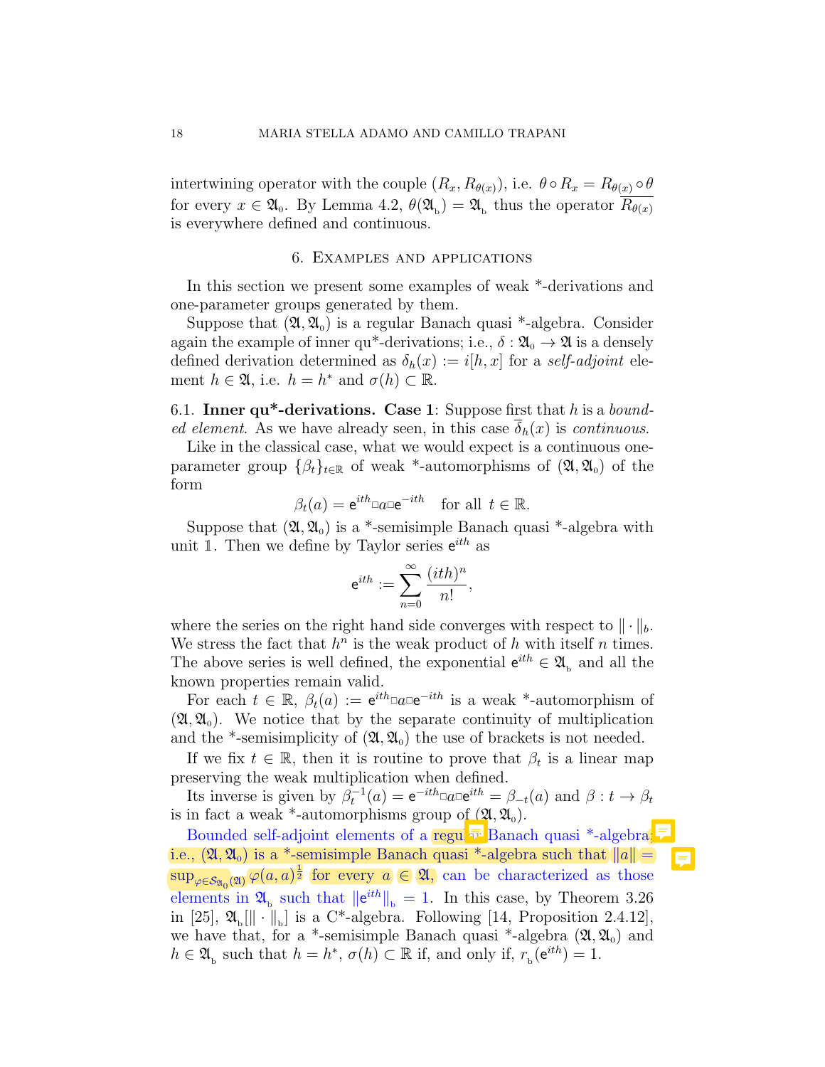intertwining operator with the couple $(R_x, R_{\theta(x)})$, i.e. $\theta \circ R_x = R_{\theta(x)} \circ \theta$ for every $x \in \mathfrak{A}_0$. By Lemma 4.2, $\theta(\mathfrak{A}_b) = \mathfrak{A}_b$ thus the operator $\overline{R_{\theta(x)}}$ is everywhere defined and continuous.

## 6. Examples and applications

In this section we present some examples of weak *-derivations and one-parameter groups generated by them.

Suppose that $(\mathfrak{A}, \mathfrak{A}_0)$ is a regular Banach quasi *-algebra. Consider again the example of inner qu*-derivations; i.e., $\delta : \mathfrak{A}_0 \to \mathfrak{A}$ is a densely defined derivation determined as $\delta_h(x) := i[h, x]$ for a *self-adjoint* element $h \in \mathfrak{A}$, i.e. $h = h^*$ and $\sigma(h) \subset \mathbb{R}$.

6.1. **Inner qu*-derivations. Case 1**: Suppose first that $h$ is a *bounded element*. As we have already seen, in this case $\overline{\delta}_h(x)$ is *continuous*.

Like in the classical case, what we would expect is a continuous one-parameter group $\{\beta_t\}_{t\in\mathbb{R}}$ of weak *-automorphisms of $(\mathfrak{A}, \mathfrak{A}_0)$ of the form

$$\beta_t(a) = \mathsf{e}^{ith} \Box a \Box \mathsf{e}^{-ith} \quad \text{for all } t \in \mathbb{R}.$$

Suppose that $(\mathfrak{A}, \mathfrak{A}_0)$ is a *-semisimple Banach quasi *-algebra with unit $\mathbb{1}$. Then we define by Taylor series $\mathsf{e}^{ith}$ as

$$\mathsf{e}^{ith} := \sum_{n=0}^{\infty} \frac{(ith)^n}{n!},$$

where the series on the right hand side converges with respect to $\|\cdot\|_b$. We stress the fact that $h^n$ is the weak product of $h$ with itself $n$ times. The above series is well defined, the exponential $\mathsf{e}^{ith} \in \mathfrak{A}_b$ and all the known properties remain valid.

For each $t \in \mathbb{R}$, $\beta_t(a) := \mathsf{e}^{ith} \Box a \Box \mathsf{e}^{-ith}$ is a weak *-automorphism of $(\mathfrak{A}, \mathfrak{A}_0)$. We notice that by the separate continuity of multiplication and the *-semisimplicity of $(\mathfrak{A}, \mathfrak{A}_0)$ the use of brackets is not needed.

If we fix $t \in \mathbb{R}$, then it is routine to prove that $\beta_t$ is a linear map preserving the weak multiplication when defined.

Its inverse is given by $\beta_t^{-1}(a) = \mathsf{e}^{-ith} \Box a \Box \mathsf{e}^{ith} = \beta_{-t}(a)$ and $\beta : t \to \beta_t$ is in fact a weak *-automorphisms group of $(\mathfrak{A}, \mathfrak{A}_0)$.

Bounded self-adjoint elements of a regular Banach quasi *-algebra; i.e., $(\mathfrak{A}, \mathfrak{A}_0)$ is a *-semisimple Banach quasi *-algebra such that $\|a\| = \sup_{\varphi \in \mathcal{S}_{\mathfrak{A}_0}(\mathfrak{A})} \varphi(a, a)^{\frac{1}{2}}$ for every $a \in \mathfrak{A}$, can be characterized as those elements in $\mathfrak{A}_b$ such that $\|\mathsf{e}^{ith}\|_b = 1$. In this case, by Theorem 3.26 in [25], $\mathfrak{A}_b[\|\cdot\|_b]$ is a C*-algebra. Following [14, Proposition 2.4.12], we have that, for a *-semisimple Banach quasi *-algebra $(\mathfrak{A}, \mathfrak{A}_0)$ and $h \in \mathfrak{A}_b$ such that $h = h^*$, $\sigma(h) \subset \mathbb{R}$ if, and only if, $r_b(\mathsf{e}^{ith}) = 1$.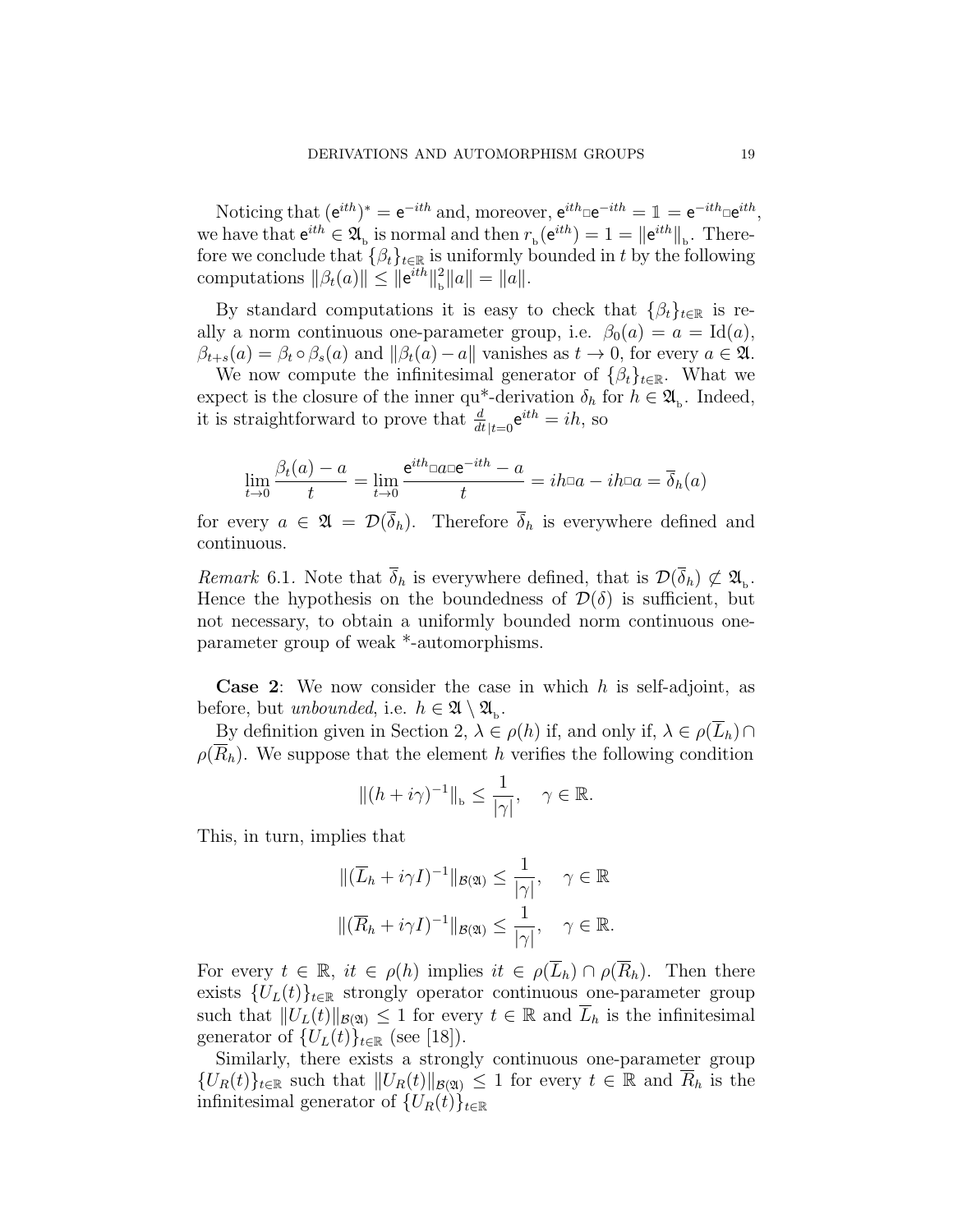Noticing that $(\mathsf{e}^{ith})^* = \mathsf{e}^{-ith}$ and, moreover, $\mathsf{e}^{ith} \Box \mathsf{e}^{-ith} = \mathbb{1} = \mathsf{e}^{-ith} \Box \mathsf{e}^{ith}$, we have that $\mathsf{e}^{ith} \in \mathfrak{A}_{\mathrm{b}}$ is normal and then $r_{\mathrm{b}}(\mathsf{e}^{ith}) = 1 = \|\mathsf{e}^{ith}\|_{\mathrm{b}}$. Therefore we conclude that $\{\beta_t\}_{t\in\mathbb{R}}$ is uniformly bounded in $t$ by the following computations $\|\beta_t(a)\| \leq \|\mathsf{e}^{ith}\|_{\mathrm{b}}^2 \|a\| = \|a\|$.

By standard computations it is easy to check that $\{\beta_t\}_{t\in\mathbb{R}}$ is really a norm continuous one-parameter group, i.e. $\beta_0(a) = a = \mathrm{Id}(a)$, $\beta_{t+s}(a) = \beta_t \circ \beta_s(a)$ and $\|\beta_t(a) - a\|$ vanishes as $t \to 0$, for every $a \in \mathfrak{A}$.

We now compute the infinitesimal generator of $\{\beta_t\}_{t\in\mathbb{R}}$. What we expect is the closure of the inner qu*-derivation $\delta_h$ for $h \in \mathfrak{A}_{\mathrm{b}}$. Indeed, it is straightforward to prove that $\frac{d}{dt}_{|t=0} \mathsf{e}^{ith} = ih$, so

$$\lim_{t\to 0} \frac{\beta_t(a) - a}{t} = \lim_{t\to 0} \frac{\mathsf{e}^{ith} \Box a \Box \mathsf{e}^{-ith} - a}{t} = ih \Box a - ih \Box a = \overline{\delta}_h(a)$$

for every $a \in \mathfrak{A} = \mathcal{D}(\overline{\delta}_h)$. Therefore $\overline{\delta}_h$ is everywhere defined and continuous.

*Remark* 6.1. Note that $\overline{\delta}_h$ is everywhere defined, that is $\mathcal{D}(\overline{\delta}_h) \not\subset \mathfrak{A}_{\mathrm{b}}$. Hence the hypothesis on the boundedness of $\mathcal{D}(\delta)$ is sufficient, but not necessary, to obtain a uniformly bounded norm continuous one-parameter group of weak \*-automorphisms.

**Case 2**: We now consider the case in which $h$ is self-adjoint, as before, but *unbounded*, i.e. $h \in \mathfrak{A} \setminus \mathfrak{A}_{\mathrm{b}}$.

By definition given in Section 2, $\lambda \in \rho(h)$ if, and only if, $\lambda \in \rho(\overline{L}_h) \cap \rho(\overline{R}_h)$. We suppose that the element $h$ verifies the following condition

$$\|(h + i\gamma)^{-1}\|_{\mathrm{b}} \leq \frac{1}{|\gamma|}, \quad \gamma \in \mathbb{R}.$$

This, in turn, implies that

$$\|(\overline{L}_h + i\gamma I)^{-1}\|_{\mathcal{B}(\mathfrak{A})} \leq \frac{1}{|\gamma|}, \quad \gamma \in \mathbb{R}$$

$$\|(\overline{R}_h + i\gamma I)^{-1}\|_{\mathcal{B}(\mathfrak{A})} \leq \frac{1}{|\gamma|}, \quad \gamma \in \mathbb{R}.$$

For every $t \in \mathbb{R}$, $it \in \rho(h)$ implies $it \in \rho(\overline{L}_h) \cap \rho(\overline{R}_h)$. Then there exists $\{U_L(t)\}_{t\in\mathbb{R}}$ strongly operator continuous one-parameter group such that $\|U_L(t)\|_{\mathcal{B}(\mathfrak{A})} \leq 1$ for every $t \in \mathbb{R}$ and $\overline{L}_h$ is the infinitesimal generator of $\{U_L(t)\}_{t\in\mathbb{R}}$ (see [18]).

Similarly, there exists a strongly continuous one-parameter group $\{U_R(t)\}_{t\in\mathbb{R}}$ such that $\|U_R(t)\|_{\mathcal{B}(\mathfrak{A})} \leq 1$ for every $t \in \mathbb{R}$ and $\overline{R}_h$ is the infinitesimal generator of $\{U_R(t)\}_{t\in\mathbb{R}}$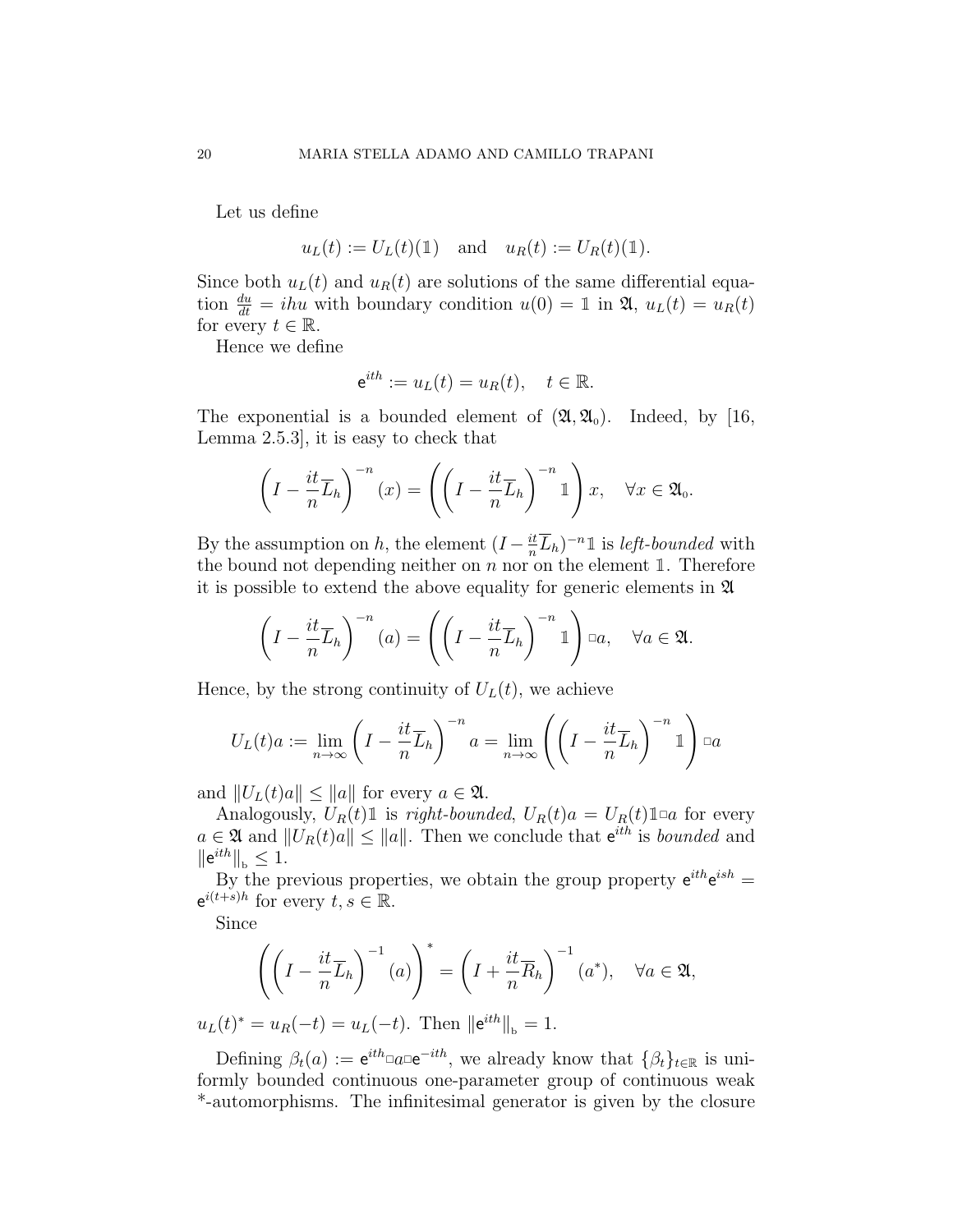Let us define

$$u_L(t) := U_L(t)(\mathbb{1}) \quad \text{and} \quad u_R(t) := U_R(t)(\mathbb{1}).$$

Since both $u_L(t)$ and $u_R(t)$ are solutions of the same differential equation $\frac{du}{dt} = ihu$ with boundary condition $u(0) = \mathbb{1}$ in $\mathfrak{A}$, $u_L(t) = u_R(t)$ for every $t \in \mathbb{R}$.

Hence we define

$$\mathsf{e}^{ith} := u_L(t) = u_R(t), \quad t \in \mathbb{R}.$$

The exponential is a bounded element of $(\mathfrak{A}, \mathfrak{A}_0)$. Indeed, by [16, Lemma 2.5.3], it is easy to check that

$$\left(I - \frac{it}{n}\overline{L}_h\right)^{-n}(x) = \left(\left(I - \frac{it}{n}\overline{L}_h\right)^{-n}\mathbb{1}\right)x, \quad \forall x \in \mathfrak{A}_0.$$

By the assumption on $h$, the element $(I - \frac{it}{n}\overline{L}_h)^{-n}\mathbb{1}$ is *left-bounded* with the bound not depending neither on $n$ nor on the element $\mathbb{1}$. Therefore it is possible to extend the above equality for generic elements in $\mathfrak{A}$

$$\left(I - \frac{it}{n}\overline{L}_h\right)^{-n}(a) = \left(\left(I - \frac{it}{n}\overline{L}_h\right)^{-n}\mathbb{1}\right)\Box a, \quad \forall a \in \mathfrak{A}.$$

Hence, by the strong continuity of $U_L(t)$, we achieve

$$U_L(t)a := \lim_{n\to\infty}\left(I - \frac{it}{n}\overline{L}_h\right)^{-n}a = \lim_{n\to\infty}\left(\left(I - \frac{it}{n}\overline{L}_h\right)^{-n}\mathbb{1}\right)\Box a$$

and $\|U_L(t)a\| \leq \|a\|$ for every $a \in \mathfrak{A}$.

Analogously, $U_R(t)\mathbb{1}$ is *right-bounded*, $U_R(t)a = U_R(t)\mathbb{1}\Box a$ for every $a \in \mathfrak{A}$ and $\|U_R(t)a\| \leq \|a\|$. Then we conclude that $\mathsf{e}^{ith}$ is *bounded* and $\|\mathsf{e}^{ith}\|_{\mathrm{b}} \leq 1$.

By the previous properties, we obtain the group property $\mathsf{e}^{ith}\mathsf{e}^{ish} = \mathsf{e}^{i(t+s)h}$ for every $t, s \in \mathbb{R}$.

Since

$$\left(\left(I - \frac{it}{n}\overline{L}_h\right)^{-1}(a)\right)^* = \left(I + \frac{it}{n}\overline{R}_h\right)^{-1}(a^*), \quad \forall a \in \mathfrak{A},$$

$u_L(t)^* = u_R(-t) = u_L(-t)$. Then $\|\mathsf{e}^{ith}\|_{\mathrm{b}} = 1$.

Defining $\beta_t(a) := \mathsf{e}^{ith}\Box a\Box\mathsf{e}^{-ith}$, we already know that $\{\beta_t\}_{t\in\mathbb{R}}$ is uniformly bounded continuous one-parameter group of continuous weak *-automorphisms. The infinitesimal generator is given by the closure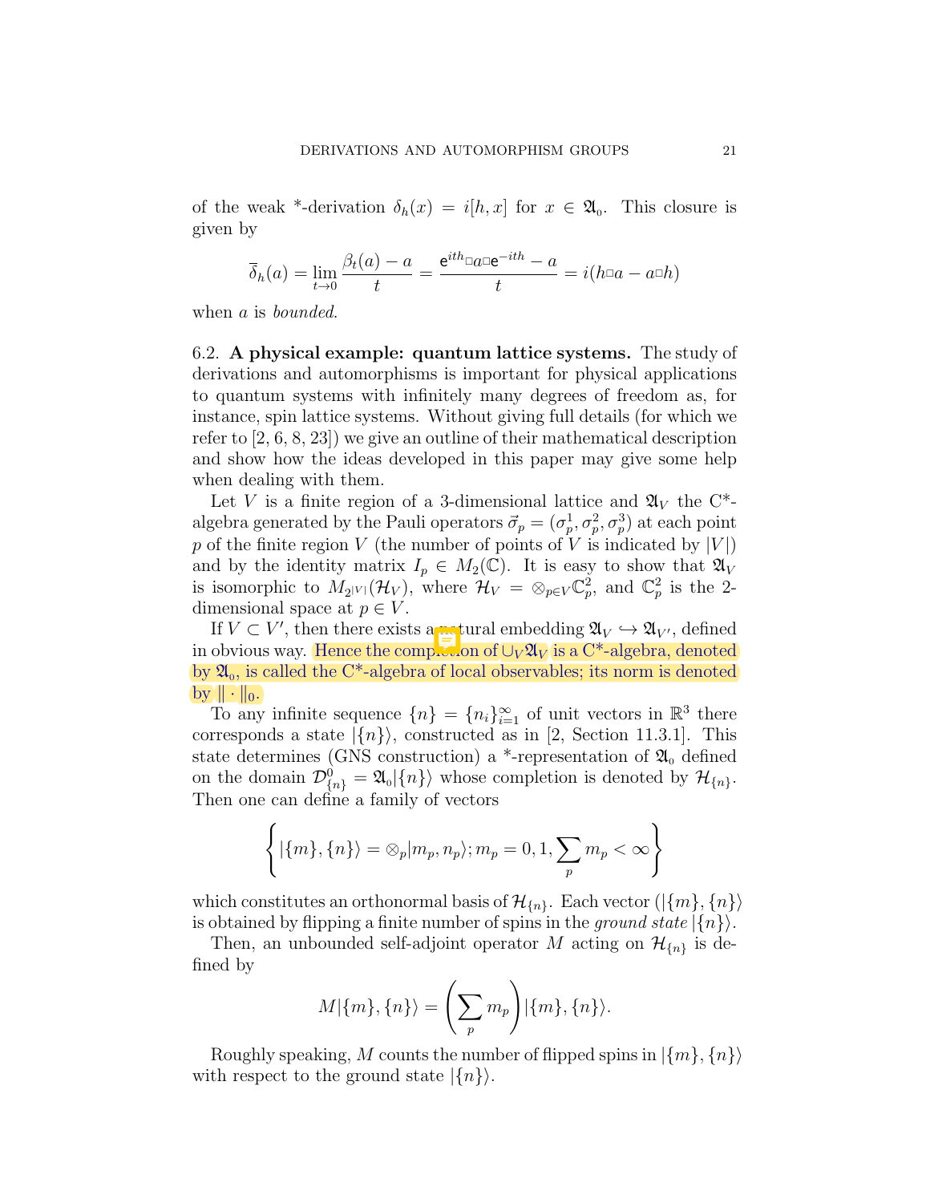of the weak *-derivation $\delta_h(x) = i[h, x]$ for $x \in \mathfrak{A}_0$. This closure is given by

$$\overline{\delta}_h(a) = \lim_{t \to 0} \frac{\beta_t(a) - a}{t} = \frac{\mathrm{e}^{ith} \square a \square \mathrm{e}^{-ith} - a}{t} = i(h \square a - a \square h)$$

when $a$ is *bounded*.

6.2. **A physical example: quantum lattice systems.** The study of derivations and automorphisms is important for physical applications to quantum systems with infinitely many degrees of freedom as, for instance, spin lattice systems. Without giving full details (for which we refer to [2, 6, 8, 23]) we give an outline of their mathematical description and show how the ideas developed in this paper may give some help when dealing with them.

Let $V$ is a finite region of a 3-dimensional lattice and $\mathfrak{A}_V$ the C*-algebra generated by the Pauli operators $\vec{\sigma}_p = (\sigma_p^1, \sigma_p^2, \sigma_p^3)$ at each point $p$ of the finite region $V$ (the number of points of $V$ is indicated by $|V|$) and by the identity matrix $I_p \in M_2(\mathbb{C})$. It is easy to show that $\mathfrak{A}_V$ is isomorphic to $M_{2^{|V|}}(\mathcal{H}_V)$, where $\mathcal{H}_V = \otimes_{p \in V} \mathbb{C}_p^2$, and $\mathbb{C}_p^2$ is the 2-dimensional space at $p \in V$.

If $V \subset V'$, then there exists a natural embedding $\mathfrak{A}_V \hookrightarrow \mathfrak{A}_{V'}$, defined in obvious way. Hence the completion of $\cup_V \mathfrak{A}_V$ is a C*-algebra, denoted by $\mathfrak{A}_0$, is called the C*-algebra of local observables; its norm is denoted by $\| \cdot \|_0$.

To any infinite sequence $\{n\} = \{n_i\}_{i=1}^{\infty}$ of unit vectors in $\mathbb{R}^3$ there corresponds a state $|\{n\}\rangle$, constructed as in [2, Section 11.3.1]. This state determines (GNS construction) a *-representation of $\mathfrak{A}_0$ defined on the domain $\mathcal{D}^0_{\{n\}} = \mathfrak{A}_0 |\{n\}\rangle$ whose completion is denoted by $\mathcal{H}_{\{n\}}$. Then one can define a family of vectors

$$\left\{ |\{m\}, \{n\}\rangle = \otimes_p |m_p, n_p\rangle; m_p = 0, 1, \sum_p m_p < \infty \right\}$$

which constitutes an orthonormal basis of $\mathcal{H}_{\{n\}}$. Each vector $(|\{m\}, \{n\}\rangle$ is obtained by flipping a finite number of spins in the *ground state* $|\{n\}\rangle$.

Then, an unbounded self-adjoint operator $M$ acting on $\mathcal{H}_{\{n\}}$ is defined by

$$M|\{m\}, \{n\}\rangle = \left( \sum_p m_p \right) |\{m\}, \{n\}\rangle.$$

Roughly speaking, $M$ counts the number of flipped spins in $|\{m\}, \{n\}\rangle$ with respect to the ground state $|\{n\}\rangle$.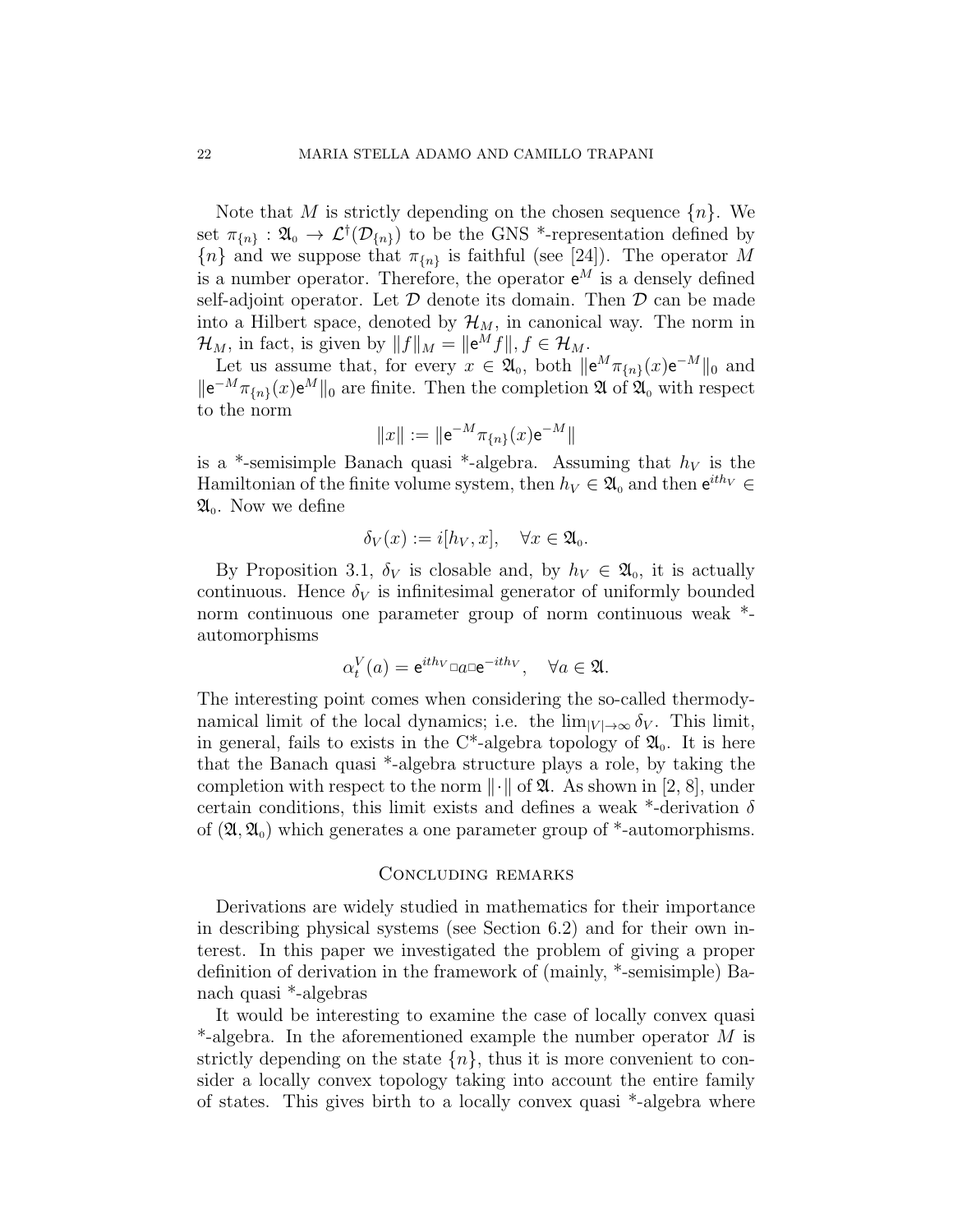Note that $M$ is strictly depending on the chosen sequence $\{n\}$. We set $\pi_{\{n\}} : \mathfrak{A}_0 \to \mathcal{L}^\dagger(\mathcal{D}_{\{n\}})$ to be the GNS *-representation defined by $\{n\}$ and we suppose that $\pi_{\{n\}}$ is faithful (see [24]). The operator $M$ is a number operator. Therefore, the operator $\mathsf{e}^M$ is a densely defined self-adjoint operator. Let $\mathcal{D}$ denote its domain. Then $\mathcal{D}$ can be made into a Hilbert space, denoted by $\mathcal{H}_M$, in canonical way. The norm in $\mathcal{H}_M$, in fact, is given by $\|f\|_M = \|\mathsf{e}^M f\|$, $f \in \mathcal{H}_M$.

Let us assume that, for every $x \in \mathfrak{A}_0$, both $\|\mathsf{e}^M \pi_{\{n\}}(x)\mathsf{e}^{-M}\|_0$ and $\|\mathsf{e}^{-M}\pi_{\{n\}}(x)\mathsf{e}^M\|_0$ are finite. Then the completion $\mathfrak{A}$ of $\mathfrak{A}_0$ with respect to the norm

$$\|x\| := \|\mathsf{e}^{-M}\pi_{\{n\}}(x)\mathsf{e}^{-M}\|$$

is a *-semisimple Banach quasi *-algebra. Assuming that $h_V$ is the Hamiltonian of the finite volume system, then $h_V \in \mathfrak{A}_0$ and then $\mathsf{e}^{ith_V} \in \mathfrak{A}_0$. Now we define

$$\delta_V(x) := i[h_V, x], \quad \forall x \in \mathfrak{A}_0.$$

By Proposition 3.1, $\delta_V$ is closable and, by $h_V \in \mathfrak{A}_0$, it is actually continuous. Hence $\delta_V$ is infinitesimal generator of uniformly bounded norm continuous one parameter group of norm continuous weak *-automorphisms

$$\alpha_t^V(a) = \mathsf{e}^{ith_V} \Box a \Box \mathsf{e}^{-ith_V}, \quad \forall a \in \mathfrak{A}.$$

The interesting point comes when considering the so-called thermodynamical limit of the local dynamics; i.e. the $\lim_{|V|\to\infty} \delta_V$. This limit, in general, fails to exists in the C*-algebra topology of $\mathfrak{A}_0$. It is here that the Banach quasi *-algebra structure plays a role, by taking the completion with respect to the norm $\|\cdot\|$ of $\mathfrak{A}$. As shown in [2, 8], under certain conditions, this limit exists and defines a weak *-derivation $\delta$ of $(\mathfrak{A}, \mathfrak{A}_0)$ which generates a one parameter group of *-automorphisms.

## Concluding remarks

Derivations are widely studied in mathematics for their importance in describing physical systems (see Section 6.2) and for their own interest. In this paper we investigated the problem of giving a proper definition of derivation in the framework of (mainly, *-semisimple) Banach quasi *-algebras

It would be interesting to examine the case of locally convex quasi *-algebra. In the aforementioned example the number operator $M$ is strictly depending on the state $\{n\}$, thus it is more convenient to consider a locally convex topology taking into account the entire family of states. This gives birth to a locally convex quasi *-algebra where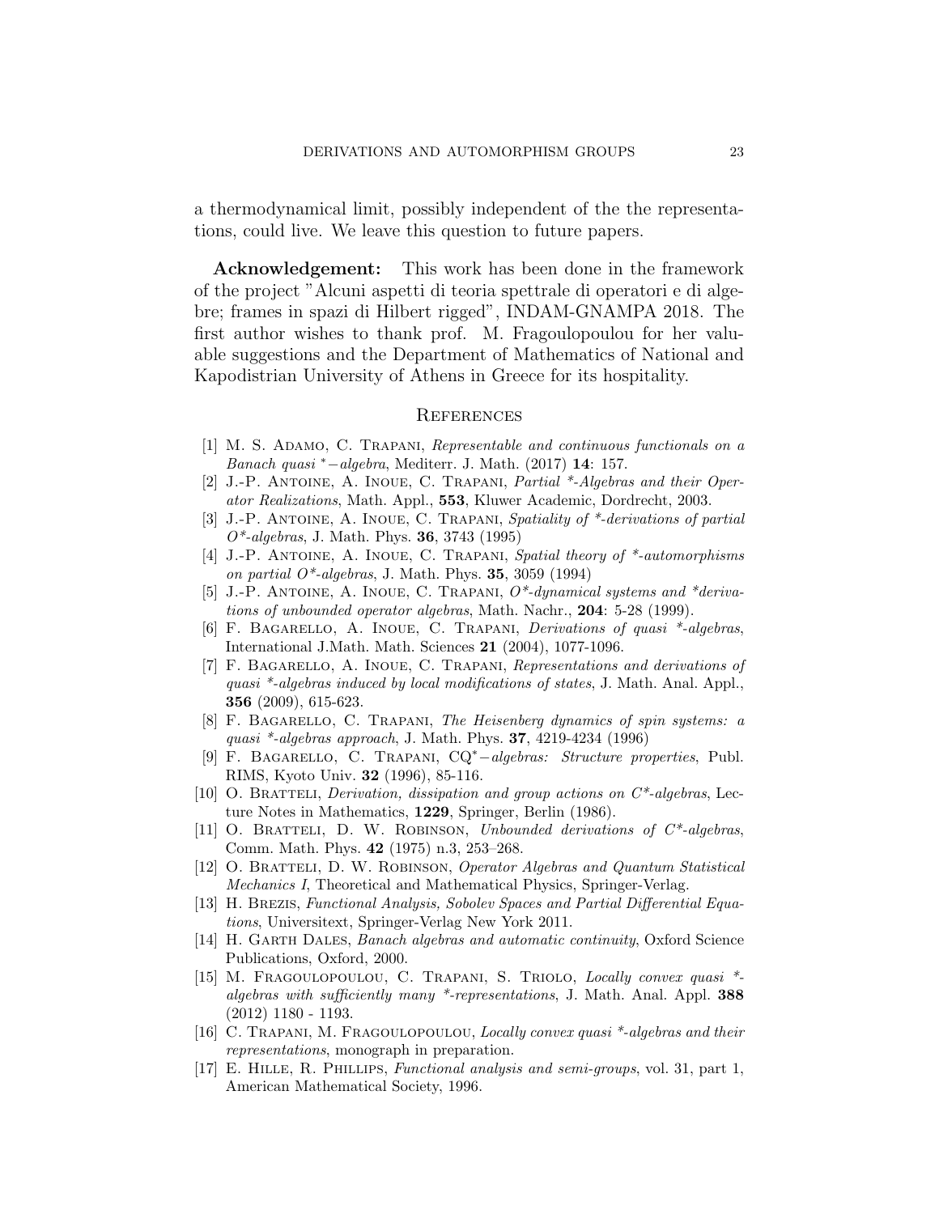a thermodynamical limit, possibly independent of the the representations, could live. We leave this question to future papers.

**Acknowledgement:** This work has been done in the framework of the project "Alcuni aspetti di teoria spettrale di operatori e di algebre; frames in spazi di Hilbert rigged", INDAM-GNAMPA 2018. The first author wishes to thank prof. M. Fragoulopoulou for her valuable suggestions and the Department of Mathematics of National and Kapodistrian University of Athens in Greece for its hospitality.

## References

[1] M. S. Adamo, C. Trapani, *Representable and continuous functionals on a Banach quasi* $^*-$*algebra*, Mediterr. J. Math. (2017) **14**: 157.

[2] J.-P. Antoine, A. Inoue, C. Trapani, *Partial *-Algebras and their Operator Realizations*, Math. Appl., **553**, Kluwer Academic, Dordrecht, 2003.

[3] J.-P. Antoine, A. Inoue, C. Trapani, *Spatiality of *-derivations of partial O*-algebras*, J. Math. Phys. **36**, 3743 (1995)

[4] J.-P. Antoine, A. Inoue, C. Trapani, *Spatial theory of *-automorphisms on partial O*-algebras*, J. Math. Phys. **35**, 3059 (1994)

[5] J.-P. Antoine, A. Inoue, C. Trapani, *O*-dynamical systems and *derivations of unbounded operator algebras*, Math. Nachr., **204**: 5-28 (1999).

[6] F. Bagarello, A. Inoue, C. Trapani, *Derivations of quasi *-algebras*, International J.Math. Math. Sciences **21** (2004), 1077-1096.

[7] F. Bagarello, A. Inoue, C. Trapani, *Representations and derivations of quasi *-algebras induced by local modifications of states*, J. Math. Anal. Appl., **356** (2009), 615-623.

[8] F. Bagarello, C. Trapani, *The Heisenberg dynamics of spin systems: a quasi *-algebras approach*, J. Math. Phys. **37**, 4219-4234 (1996)

[9] F. Bagarello, C. Trapani, $\mathrm{CQ}^*-$*algebras: Structure properties*, Publ. RIMS, Kyoto Univ. **32** (1996), 85-116.

[10] O. Bratteli, *Derivation, dissipation and group actions on C*-algebras*, Lecture Notes in Mathematics, **1229**, Springer, Berlin (1986).

[11] O. Bratteli, D. W. Robinson, *Unbounded derivations of C*-algebras*, Comm. Math. Phys. **42** (1975) n.3, 253–268.

[12] O. Bratteli, D. W. Robinson, *Operator Algebras and Quantum Statistical Mechanics I*, Theoretical and Mathematical Physics, Springer-Verlag.

[13] H. Brezis, *Functional Analysis, Sobolev Spaces and Partial Differential Equations*, Universitext, Springer-Verlag New York 2011.

[14] H. Garth Dales, *Banach algebras and automatic continuity*, Oxford Science Publications, Oxford, 2000.

[15] M. Fragoulopoulou, C. Trapani, S. Triolo, *Locally convex quasi *-algebras with sufficiently many *-representations*, J. Math. Anal. Appl. **388** (2012) 1180 - 1193.

[16] C. Trapani, M. Fragoulopoulou, *Locally convex quasi *-algebras and their representations*, monograph in preparation.

[17] E. Hille, R. Phillips, *Functional analysis and semi-groups*, vol. 31, part 1, American Mathematical Society, 1996.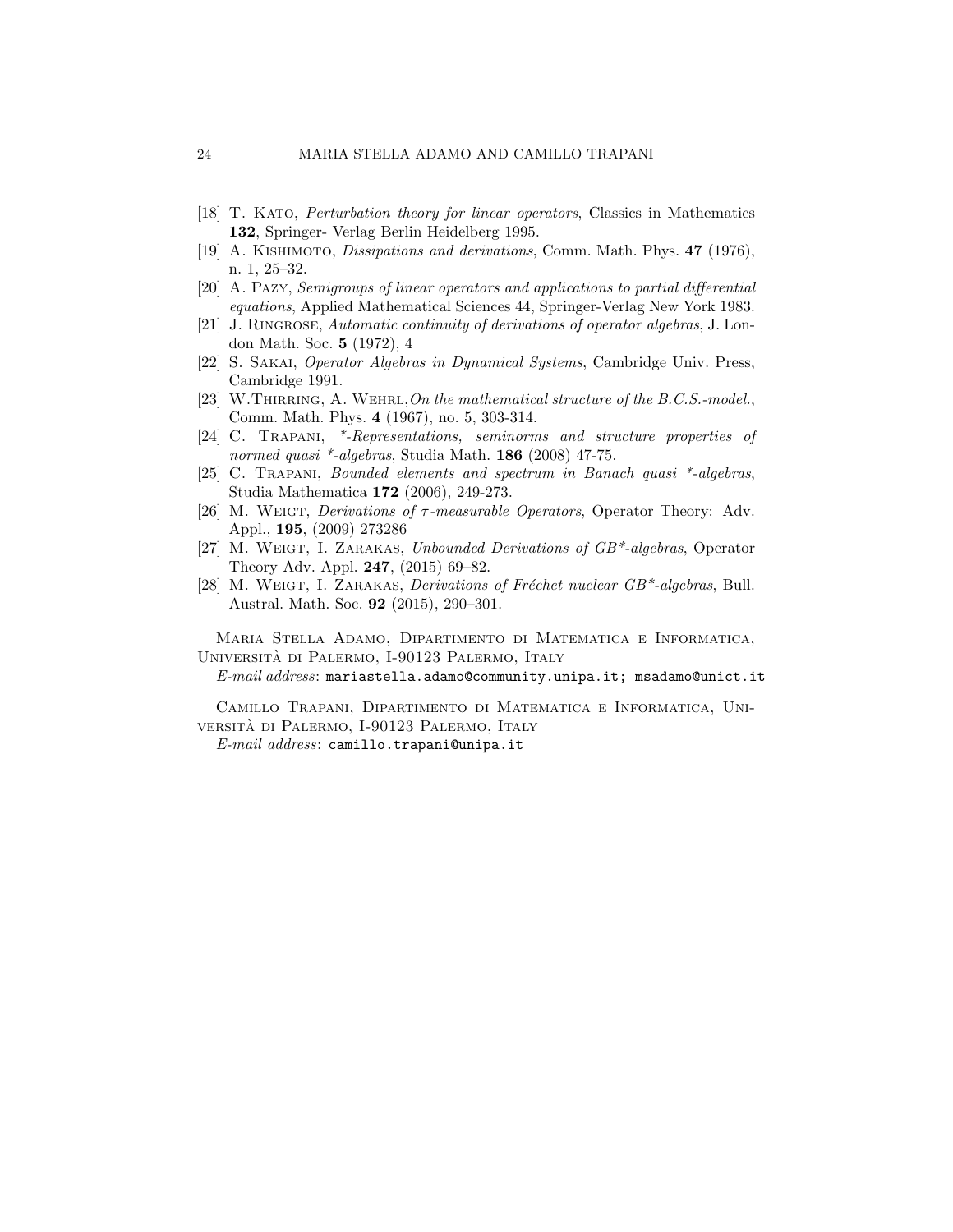[18] T. Kato, *Perturbation theory for linear operators*, Classics in Mathematics **132**, Springer- Verlag Berlin Heidelberg 1995.

[19] A. Kishimoto, *Dissipations and derivations*, Comm. Math. Phys. **47** (1976), n. 1, 25–32.

[20] A. Pazy, *Semigroups of linear operators and applications to partial differential equations*, Applied Mathematical Sciences 44, Springer-Verlag New York 1983.

[21] J. Ringrose, *Automatic continuity of derivations of operator algebras*, J. London Math. Soc. **5** (1972), 4

[22] S. Sakai, *Operator Algebras in Dynamical Systems*, Cambridge Univ. Press, Cambridge 1991.

[23] W.Thirring, A. Wehrl,*On the mathematical structure of the B.C.S.-model.*, Comm. Math. Phys. **4** (1967), no. 5, 303-314.

[24] C. Trapani, **-Representations, seminorms and structure properties of normed quasi *-algebras*, Studia Math. **186** (2008) 47-75.

[25] C. Trapani, *Bounded elements and spectrum in Banach quasi *-algebras*, Studia Mathematica **172** (2006), 249-273.

[26] M. Weigt, *Derivations of $\tau$-measurable Operators*, Operator Theory: Adv. Appl., **195**, (2009) 273286

[27] M. Weigt, I. Zarakas, *Unbounded Derivations of GB*-algebras*, Operator Theory Adv. Appl. **247**, (2015) 69–82.

[28] M. Weigt, I. Zarakas, *Derivations of Fréchet nuclear GB*-algebras*, Bull. Austral. Math. Soc. **92** (2015), 290–301.

Maria Stella Adamo, Dipartimento di Matematica e Informatica, Università di Palermo, I-90123 Palermo, Italy

*E-mail address*: mariastella.adamo@community.unipa.it; msadamo@unict.it

Camillo Trapani, Dipartimento di Matematica e Informatica, Università di Palermo, I-90123 Palermo, Italy

*E-mail address*: camillo.trapani@unipa.it